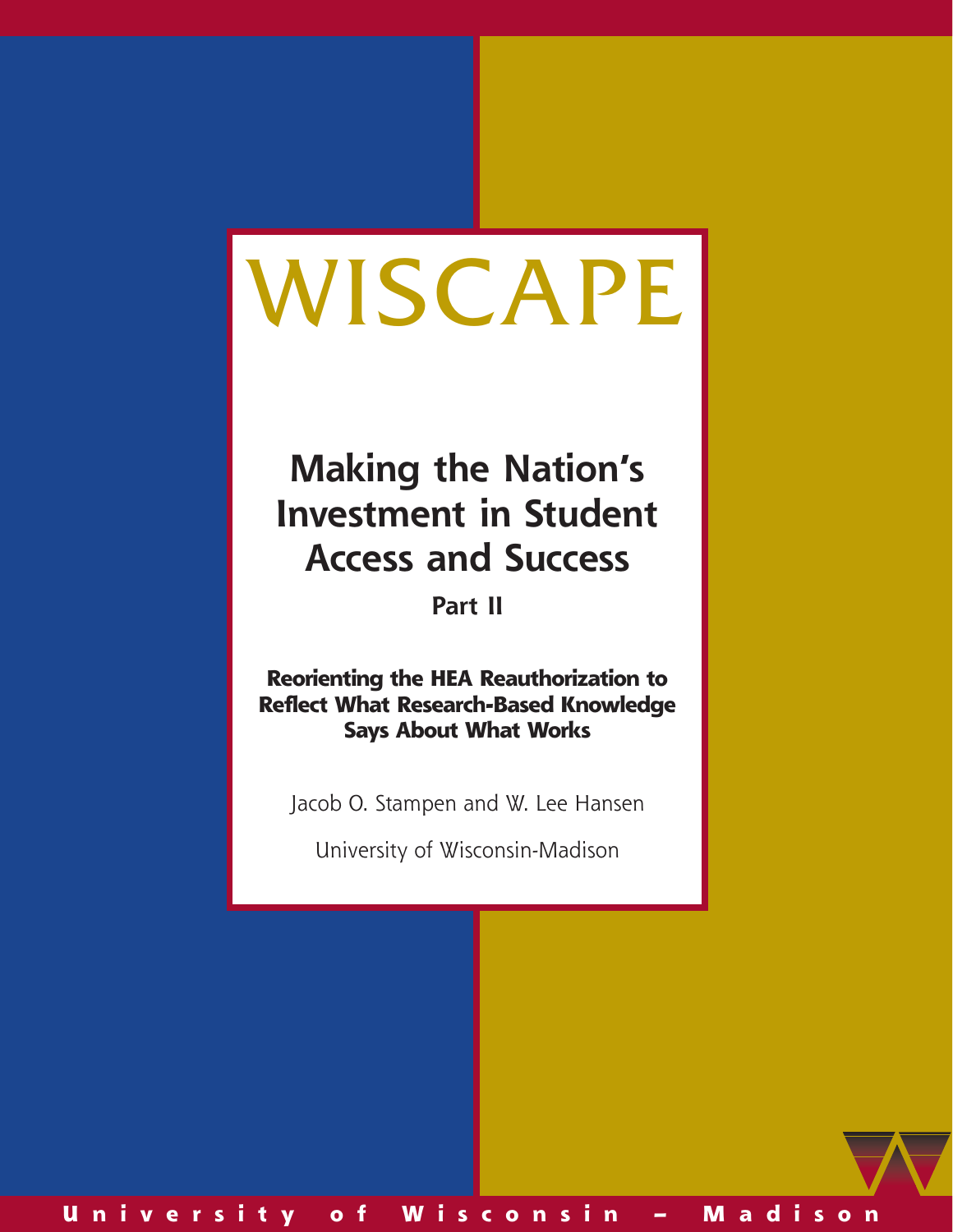# WISCAPE

## Making the Nation's Investment in Student Access and Success

### Part II

**Reorienting the HEA Reauthorization to Reflect What Research-Based Knowledge Says About What Works**

Jacob O. Stampen and W. Lee Hansen

University of Wisconsin-Madison

**University of Wisconsin – Madison**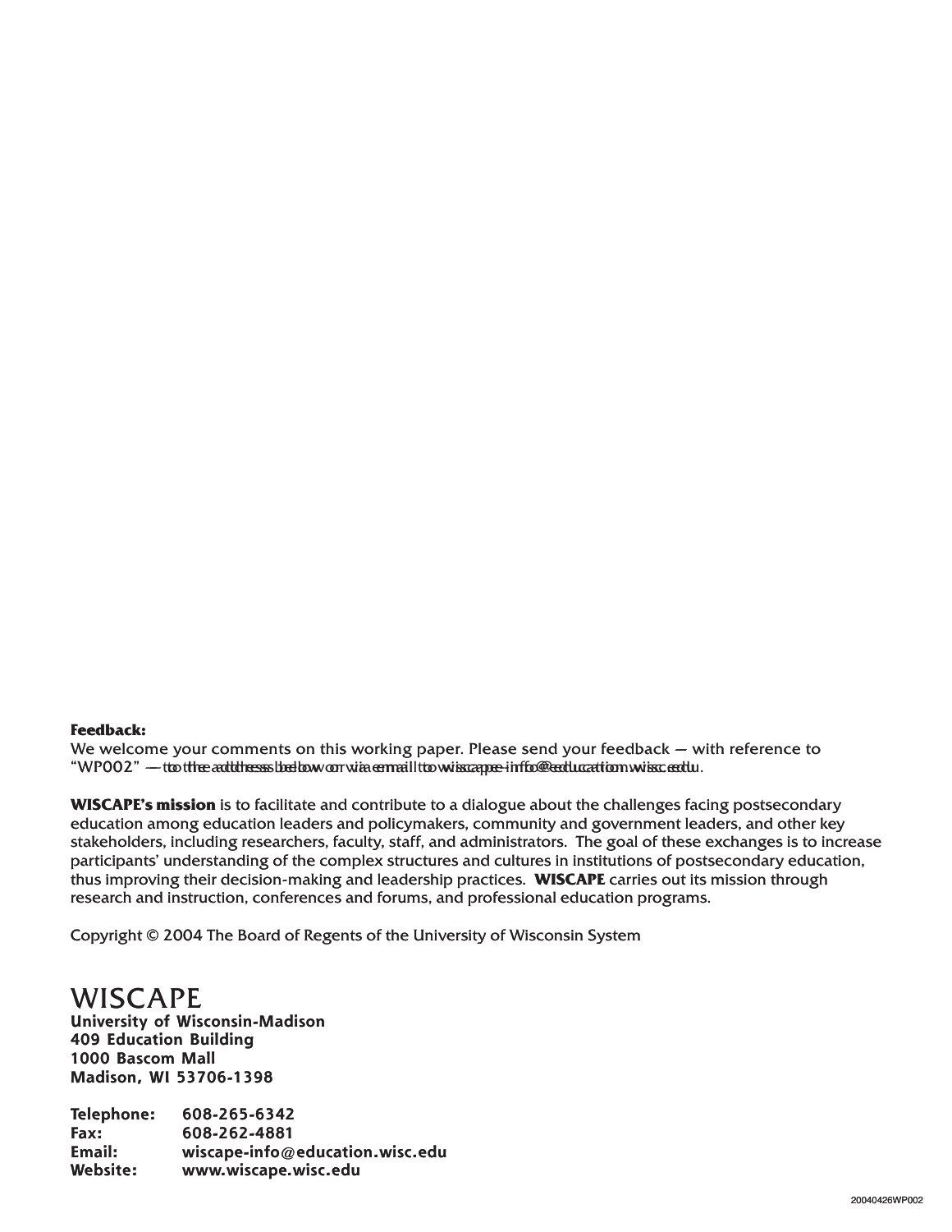**Feedback:**
We welcome your comments on this working paper. Please send your feedback — with reference to "WP002" — to the address below or via email to wiscape-info@education.wisc.edu.

**WISCAPE's mission** is to facilitate and contribute to a dialogue about the challenges facing postsecondary education among education leaders and policymakers, community and government leaders, and other key stakeholders, including researchers, faculty, staff, and administrators. The goal of these exchanges is to increase participants' understanding of the complex structures and cultures in institutions of postsecondary education, thus improving their decision-making and leadership practices. **WISCAPE** carries out its mission through research and instruction, conferences and forums, and professional education programs.

Copyright © 2004 The Board of Regents of the University of Wisconsin System

WISCAPE
**University of Wisconsin-Madison**
**409 Education Building**
**1000 Bascom Mall**
**Madison, WI 53706-1398**

**Telephone:** 608-265-6342
**Fax:** 608-262-4881
**Email:** wiscape-info@education.wisc.edu
**Website:** www.wiscape.wisc.edu

20040426WP002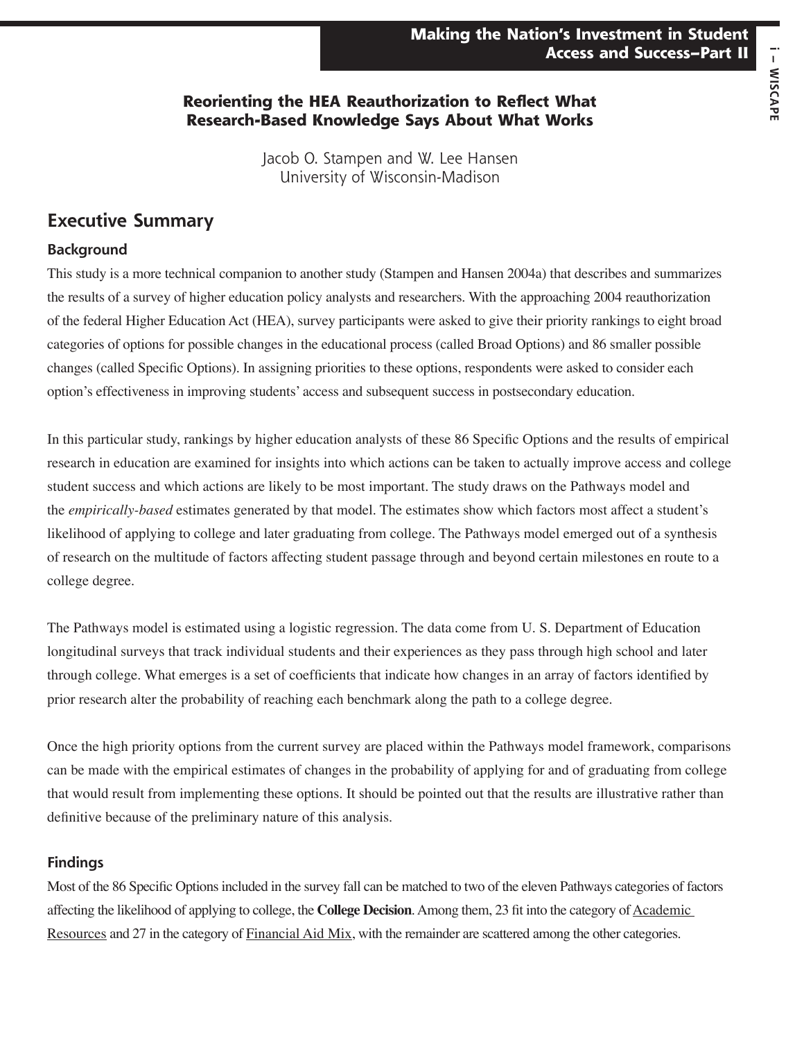## Reorienting the HEA Reauthorization to Reflect What Research-Based Knowledge Says About What Works

Jacob O. Stampen and W. Lee Hansen
University of Wisconsin-Madison

## Executive Summary

### Background

This study is a more technical companion to another study (Stampen and Hansen 2004a) that describes and summarizes the results of a survey of higher education policy analysts and researchers. With the approaching 2004 reauthorization of the federal Higher Education Act (HEA), survey participants were asked to give their priority rankings to eight broad categories of options for possible changes in the educational process (called Broad Options) and 86 smaller possible changes (called Specific Options). In assigning priorities to these options, respondents were asked to consider each option's effectiveness in improving students' access and subsequent success in postsecondary education.

In this particular study, rankings by higher education analysts of these 86 Specific Options and the results of empirical research in education are examined for insights into which actions can be taken to actually improve access and college student success and which actions are likely to be most important. The study draws on the Pathways model and the *empirically-based* estimates generated by that model. The estimates show which factors most affect a student's likelihood of applying to college and later graduating from college. The Pathways model emerged out of a synthesis of research on the multitude of factors affecting student passage through and beyond certain milestones en route to a college degree.

The Pathways model is estimated using a logistic regression. The data come from U. S. Department of Education longitudinal surveys that track individual students and their experiences as they pass through high school and later through college. What emerges is a set of coefficients that indicate how changes in an array of factors identified by prior research alter the probability of reaching each benchmark along the path to a college degree.

Once the high priority options from the current survey are placed within the Pathways model framework, comparisons can be made with the empirical estimates of changes in the probability of applying for and of graduating from college that would result from implementing these options. It should be pointed out that the results are illustrative rather than definitive because of the preliminary nature of this analysis.

### Findings

Most of the 86 Specific Options included in the survey fall can be matched to two of the eleven Pathways categories of factors affecting the likelihood of applying to college, the **College Decision**. Among them, 23 fit into the category of Academic Resources and 27 in the category of Financial Aid Mix, with the remainder are scattered among the other categories.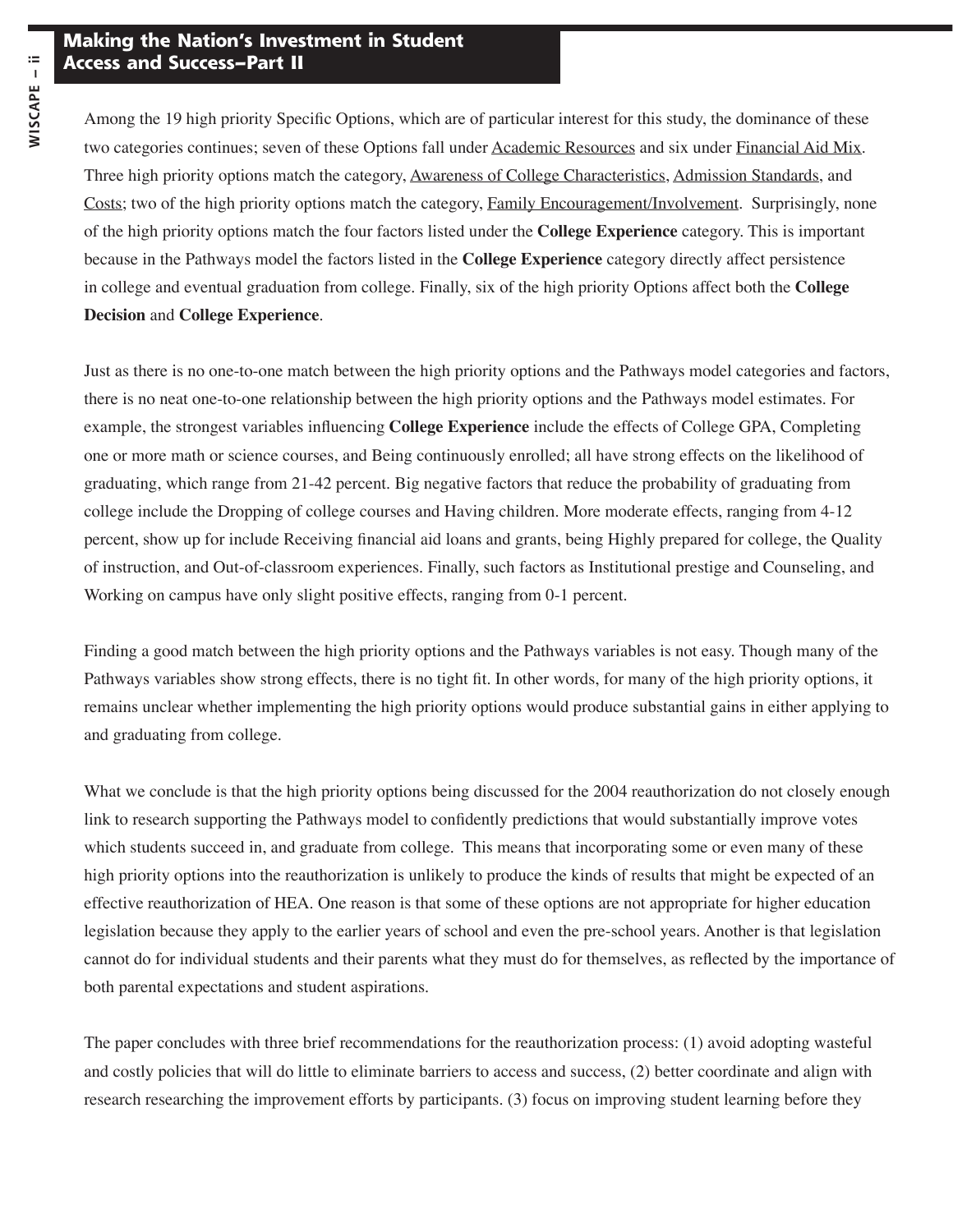Among the 19 high priority Specific Options, which are of particular interest for this study, the dominance of these two categories continues; seven of these Options fall under Academic Resources and six under Financial Aid Mix. Three high priority options match the category, Awareness of College Characteristics, Admission Standards, and Costs; two of the high priority options match the category, Family Encouragement/Involvement. Surprisingly, none of the high priority options match the four factors listed under the **College Experience** category. This is important because in the Pathways model the factors listed in the **College Experience** category directly affect persistence in college and eventual graduation from college. Finally, six of the high priority Options affect both the **College Decision** and **College Experience**.

Just as there is no one-to-one match between the high priority options and the Pathways model categories and factors, there is no neat one-to-one relationship between the high priority options and the Pathways model estimates. For example, the strongest variables influencing **College Experience** include the effects of College GPA, Completing one or more math or science courses, and Being continuously enrolled; all have strong effects on the likelihood of graduating, which range from 21-42 percent. Big negative factors that reduce the probability of graduating from college include the Dropping of college courses and Having children. More moderate effects, ranging from 4-12 percent, show up for include Receiving financial aid loans and grants, being Highly prepared for college, the Quality of instruction, and Out-of-classroom experiences. Finally, such factors as Institutional prestige and Counseling, and Working on campus have only slight positive effects, ranging from 0-1 percent.

Finding a good match between the high priority options and the Pathways variables is not easy. Though many of the Pathways variables show strong effects, there is no tight fit. In other words, for many of the high priority options, it remains unclear whether implementing the high priority options would produce substantial gains in either applying to and graduating from college.

What we conclude is that the high priority options being discussed for the 2004 reauthorization do not closely enough link to research supporting the Pathways model to confidently predictions that would substantially improve votes which students succeed in, and graduate from college. This means that incorporating some or even many of these high priority options into the reauthorization is unlikely to produce the kinds of results that might be expected of an effective reauthorization of HEA. One reason is that some of these options are not appropriate for higher education legislation because they apply to the earlier years of school and even the pre-school years. Another is that legislation cannot do for individual students and their parents what they must do for themselves, as reflected by the importance of both parental expectations and student aspirations.

The paper concludes with three brief recommendations for the reauthorization process: (1) avoid adopting wasteful and costly policies that will do little to eliminate barriers to access and success, (2) better coordinate and align with research researching the improvement efforts by participants. (3) focus on improving student learning before they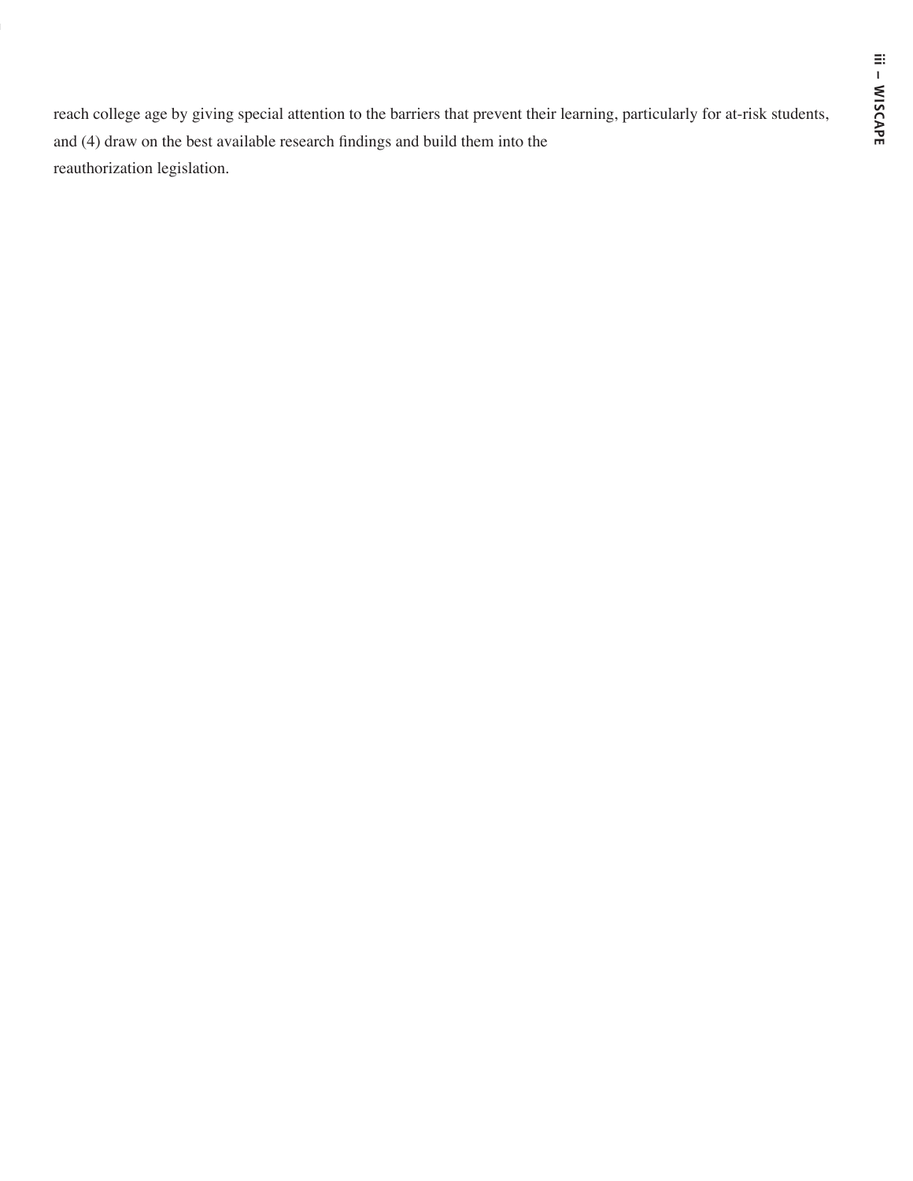reach college age by giving special attention to the barriers that prevent their learning, particularly for at-risk students, and (4) draw on the best available research findings and build them into the reauthorization legislation.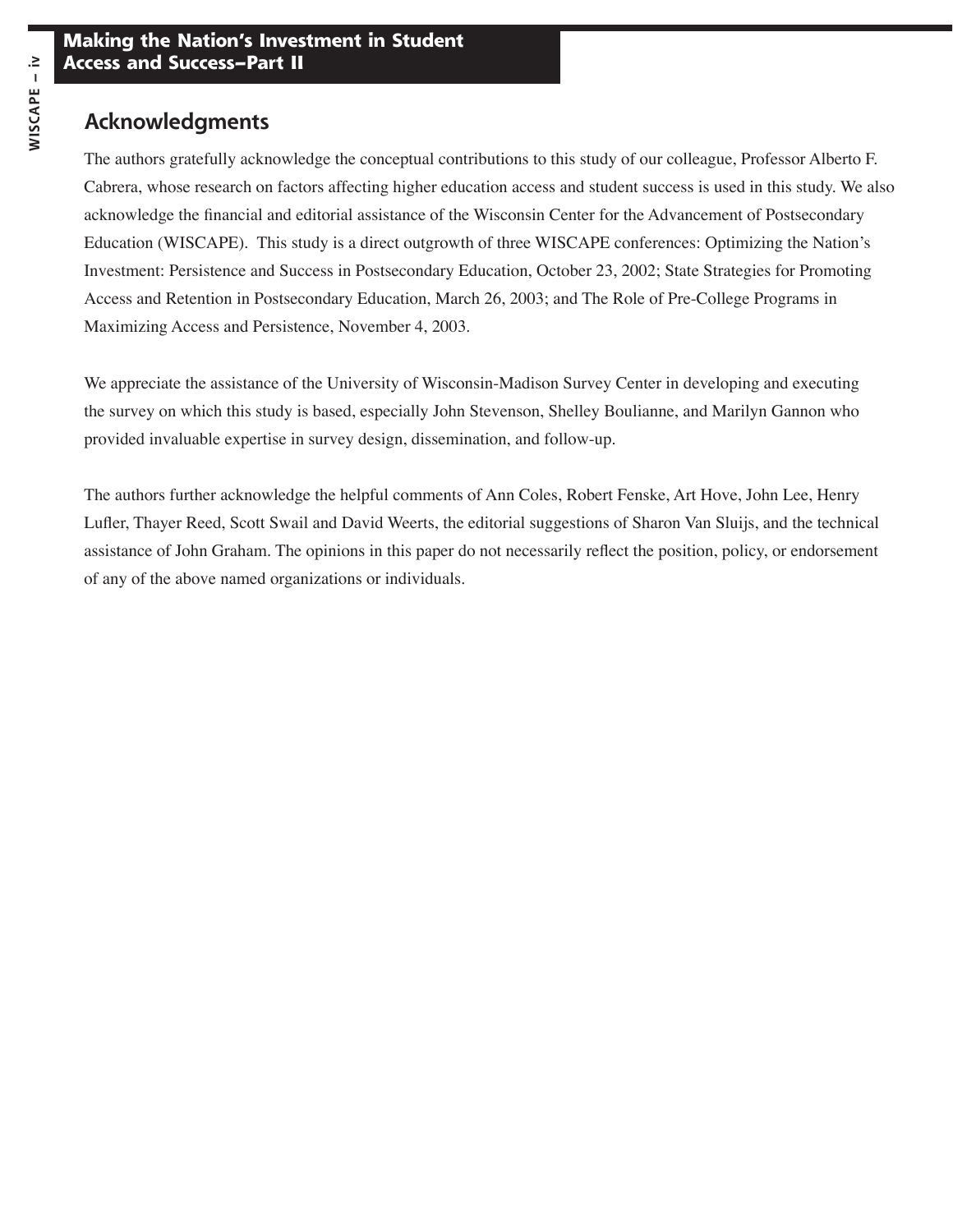## Acknowledgments

The authors gratefully acknowledge the conceptual contributions to this study of our colleague, Professor Alberto F. Cabrera, whose research on factors affecting higher education access and student success is used in this study. We also acknowledge the financial and editorial assistance of the Wisconsin Center for the Advancement of Postsecondary Education (WISCAPE). This study is a direct outgrowth of three WISCAPE conferences: Optimizing the Nation's Investment: Persistence and Success in Postsecondary Education, October 23, 2002; State Strategies for Promoting Access and Retention in Postsecondary Education, March 26, 2003; and The Role of Pre-College Programs in Maximizing Access and Persistence, November 4, 2003.

We appreciate the assistance of the University of Wisconsin-Madison Survey Center in developing and executing the survey on which this study is based, especially John Stevenson, Shelley Boulianne, and Marilyn Gannon who provided invaluable expertise in survey design, dissemination, and follow-up.

The authors further acknowledge the helpful comments of Ann Coles, Robert Fenske, Art Hove, John Lee, Henry Lufler, Thayer Reed, Scott Swail and David Weerts, the editorial suggestions of Sharon Van Sluijs, and the technical assistance of John Graham. The opinions in this paper do not necessarily reflect the position, policy, or endorsement of any of the above named organizations or individuals.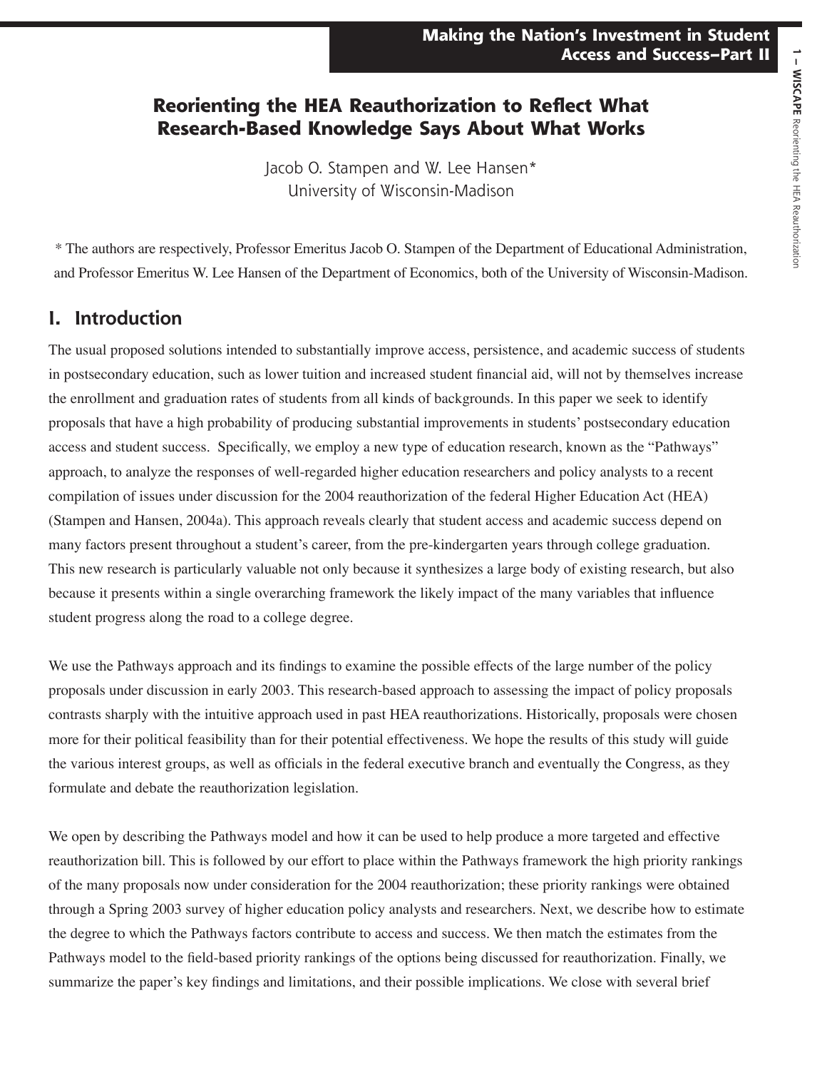# Reorienting the HEA Reauthorization to Reflect What Research-Based Knowledge Says About What Works

Jacob O. Stampen and W. Lee Hansen*
University of Wisconsin-Madison

* The authors are respectively, Professor Emeritus Jacob O. Stampen of the Department of Educational Administration, and Professor Emeritus W. Lee Hansen of the Department of Economics, both of the University of Wisconsin-Madison.

## I. Introduction

The usual proposed solutions intended to substantially improve access, persistence, and academic success of students in postsecondary education, such as lower tuition and increased student financial aid, will not by themselves increase the enrollment and graduation rates of students from all kinds of backgrounds. In this paper we seek to identify proposals that have a high probability of producing substantial improvements in students' postsecondary education access and student success. Specifically, we employ a new type of education research, known as the "Pathways" approach, to analyze the responses of well-regarded higher education researchers and policy analysts to a recent compilation of issues under discussion for the 2004 reauthorization of the federal Higher Education Act (HEA) (Stampen and Hansen, 2004a). This approach reveals clearly that student access and academic success depend on many factors present throughout a student's career, from the pre-kindergarten years through college graduation. This new research is particularly valuable not only because it synthesizes a large body of existing research, but also because it presents within a single overarching framework the likely impact of the many variables that influence student progress along the road to a college degree.

We use the Pathways approach and its findings to examine the possible effects of the large number of the policy proposals under discussion in early 2003. This research-based approach to assessing the impact of policy proposals contrasts sharply with the intuitive approach used in past HEA reauthorizations. Historically, proposals were chosen more for their political feasibility than for their potential effectiveness. We hope the results of this study will guide the various interest groups, as well as officials in the federal executive branch and eventually the Congress, as they formulate and debate the reauthorization legislation.

We open by describing the Pathways model and how it can be used to help produce a more targeted and effective reauthorization bill. This is followed by our effort to place within the Pathways framework the high priority rankings of the many proposals now under consideration for the 2004 reauthorization; these priority rankings were obtained through a Spring 2003 survey of higher education policy analysts and researchers. Next, we describe how to estimate the degree to which the Pathways factors contribute to access and success. We then match the estimates from the Pathways model to the field-based priority rankings of the options being discussed for reauthorization. Finally, we summarize the paper's key findings and limitations, and their possible implications. We close with several brief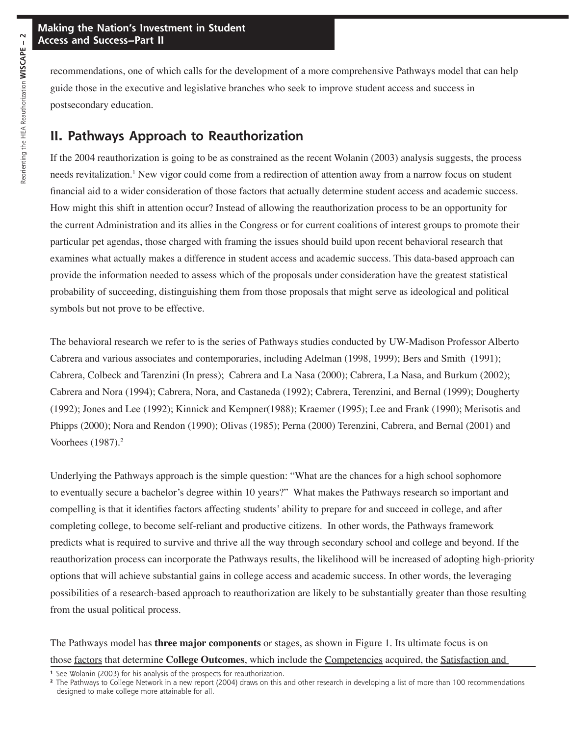recommendations, one of which calls for the development of a more comprehensive Pathways model that can help guide those in the executive and legislative branches who seek to improve student access and success in postsecondary education.

## II. Pathways Approach to Reauthorization

If the 2004 reauthorization is going to be as constrained as the recent Wolanin (2003) analysis suggests, the process needs revitalization.[1] New vigor could come from a redirection of attention away from a narrow focus on student financial aid to a wider consideration of those factors that actually determine student access and academic success. How might this shift in attention occur? Instead of allowing the reauthorization process to be an opportunity for the current Administration and its allies in the Congress or for current coalitions of interest groups to promote their particular pet agendas, those charged with framing the issues should build upon recent behavioral research that examines what actually makes a difference in student access and academic success. This data-based approach can provide the information needed to assess which of the proposals under consideration have the greatest statistical probability of succeeding, distinguishing them from those proposals that might serve as ideological and political symbols but not prove to be effective.

The behavioral research we refer to is the series of Pathways studies conducted by UW-Madison Professor Alberto Cabrera and various associates and contemporaries, including Adelman (1998, 1999); Bers and Smith (1991); Cabrera, Colbeck and Tarenzini (In press); Cabrera and La Nasa (2000); Cabrera, La Nasa, and Burkum (2002); Cabrera and Nora (1994); Cabrera, Nora, and Castaneda (1992); Cabrera, Terenzini, and Bernal (1999); Dougherty (1992); Jones and Lee (1992); Kinnick and Kempner(1988); Kraemer (1995); Lee and Frank (1990); Merisotis and Phipps (2000); Nora and Rendon (1990); Olivas (1985); Perna (2000) Terenzini, Cabrera, and Bernal (2001) and Voorhees (1987).[2]

Underlying the Pathways approach is the simple question: "What are the chances for a high school sophomore to eventually secure a bachelor's degree within 10 years?" What makes the Pathways research so important and compelling is that it identifies factors affecting students' ability to prepare for and succeed in college, and after completing college, to become self-reliant and productive citizens. In other words, the Pathways framework predicts what is required to survive and thrive all the way through secondary school and college and beyond. If the reauthorization process can incorporate the Pathways results, the likelihood will be increased of adopting high-priority options that will achieve substantial gains in college access and academic success. In other words, the leveraging possibilities of a research-based approach to reauthorization are likely to be substantially greater than those resulting from the usual political process.

The Pathways model has **three major components** or stages, as shown in Figure 1. Its ultimate focus is on those <u>factors</u> that determine **College Outcomes**, which include the <u>Competencies</u> acquired, the <u>Satisfaction and</u>

[1] See Wolanin (2003) for his analysis of the prospects for reauthorization.

[2] The Pathways to College Network in a new report (2004) draws on this and other research in developing a list of more than 100 recommendations designed to make college more attainable for all.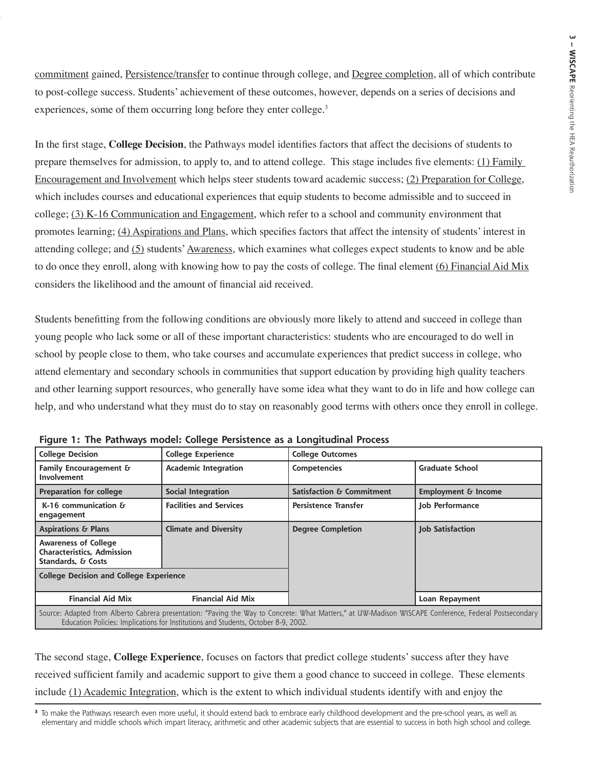commitment gained, Persistence/transfer to continue through college, and Degree completion, all of which contribute to post-college success. Students' achievement of these outcomes, however, depends on a series of decisions and experiences, some of them occurring long before they enter college.[3]

In the first stage, **College Decision**, the Pathways model identifies factors that affect the decisions of students to prepare themselves for admission, to apply to, and to attend college. This stage includes five elements: (1) Family Encouragement and Involvement which helps steer students toward academic success; (2) Preparation for College, which includes courses and educational experiences that equip students to become admissible and to succeed in college; (3) K-16 Communication and Engagement, which refer to a school and community environment that promotes learning; (4) Aspirations and Plans, which specifies factors that affect the intensity of students' interest in attending college; and (5) students' Awareness, which examines what colleges expect students to know and be able to do once they enroll, along with knowing how to pay the costs of college. The final element (6) Financial Aid Mix considers the likelihood and the amount of financial aid received.

Students benefitting from the following conditions are obviously more likely to attend and succeed in college than young people who lack some or all of these important characteristics: students who are encouraged to do well in school by people close to them, who take courses and accumulate experiences that predict success in college, who attend elementary and secondary schools in communities that support education by providing high quality teachers and other learning support resources, who generally have some idea what they want to do in life and how college can help, and who understand what they must do to stay on reasonably good terms with others once they enroll in college.

**Figure 1: The Pathways model: College Persistence as a Longitudinal Process**

| College Decision | College Experience | College Outcomes | |
|---|---|---|---|
| Family Encouragement & Involvement | Academic Integration | Competencies | Graduate School |
| Preparation for college | Social Integration | Satisfaction & Commitment | Employment & Income |
| K-16 communication & engagement | Facilities and Services | Persistence Transfer | Job Performance |
| Aspirations & Plans | Climate and Diversity | Degree Completion | Job Satisfaction |
| Awareness of College Characteristics, Admission Standards, & Costs | | | |
| College Decision and College Experience | | | |
| Financial Aid Mix | Financial Aid Mix | | Loan Repayment |

Source: Adapted from Alberto Cabrera presentation: "Paving the Way to Concrete: What Matters," at UW-Madison WISCAPE Conference, Federal Postsecondary Education Policies: Implications for Institutions and Students, October 8-9, 2002.

The second stage, **College Experience**, focuses on factors that predict college students' success after they have received sufficient family and academic support to give them a good chance to succeed in college. These elements include (1) Academic Integration, which is the extent to which individual students identify with and enjoy the

[3] To make the Pathways research even more useful, it should extend back to embrace early childhood development and the pre-school years, as well as elementary and middle schools which impart literacy, arithmetic and other academic subjects that are essential to success in both high school and college.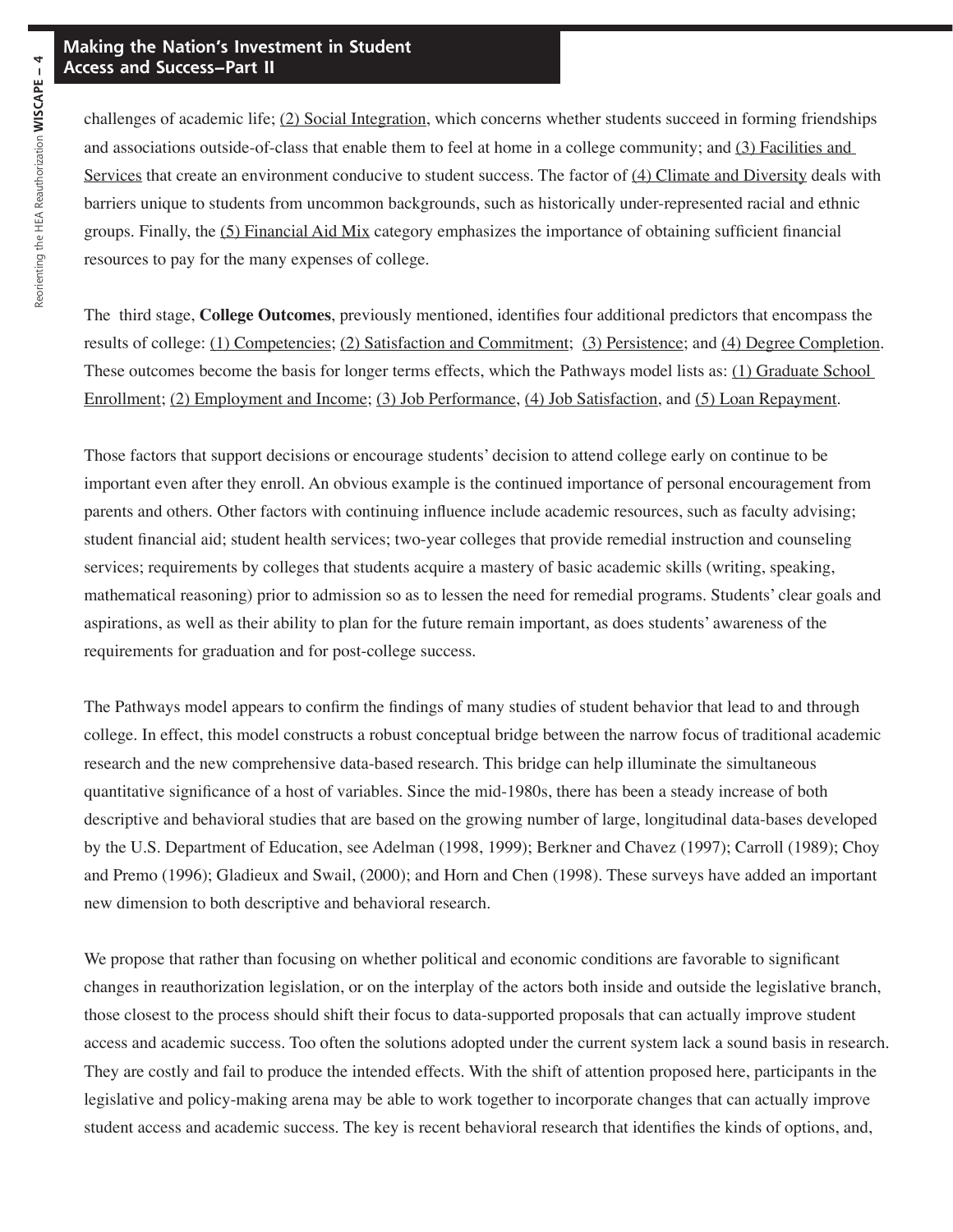challenges of academic life; (2) Social Integration, which concerns whether students succeed in forming friendships and associations outside-of-class that enable them to feel at home in a college community; and (3) Facilities and Services that create an environment conducive to student success. The factor of (4) Climate and Diversity deals with barriers unique to students from uncommon backgrounds, such as historically under-represented racial and ethnic groups. Finally, the (5) Financial Aid Mix category emphasizes the importance of obtaining sufficient financial resources to pay for the many expenses of college.

The third stage, **College Outcomes**, previously mentioned, identifies four additional predictors that encompass the results of college: (1) Competencies; (2) Satisfaction and Commitment; (3) Persistence; and (4) Degree Completion. These outcomes become the basis for longer terms effects, which the Pathways model lists as: (1) Graduate School Enrollment; (2) Employment and Income; (3) Job Performance, (4) Job Satisfaction, and (5) Loan Repayment.

Those factors that support decisions or encourage students' decision to attend college early on continue to be important even after they enroll. An obvious example is the continued importance of personal encouragement from parents and others. Other factors with continuing influence include academic resources, such as faculty advising; student financial aid; student health services; two-year colleges that provide remedial instruction and counseling services; requirements by colleges that students acquire a mastery of basic academic skills (writing, speaking, mathematical reasoning) prior to admission so as to lessen the need for remedial programs. Students' clear goals and aspirations, as well as their ability to plan for the future remain important, as does students' awareness of the requirements for graduation and for post-college success.

The Pathways model appears to confirm the findings of many studies of student behavior that lead to and through college. In effect, this model constructs a robust conceptual bridge between the narrow focus of traditional academic research and the new comprehensive data-based research. This bridge can help illuminate the simultaneous quantitative significance of a host of variables. Since the mid-1980s, there has been a steady increase of both descriptive and behavioral studies that are based on the growing number of large, longitudinal data-bases developed by the U.S. Department of Education, see Adelman (1998, 1999); Berkner and Chavez (1997); Carroll (1989); Choy and Premo (1996); Gladieux and Swail, (2000); and Horn and Chen (1998). These surveys have added an important new dimension to both descriptive and behavioral research.

We propose that rather than focusing on whether political and economic conditions are favorable to significant changes in reauthorization legislation, or on the interplay of the actors both inside and outside the legislative branch, those closest to the process should shift their focus to data-supported proposals that can actually improve student access and academic success. Too often the solutions adopted under the current system lack a sound basis in research. They are costly and fail to produce the intended effects. With the shift of attention proposed here, participants in the legislative and policy-making arena may be able to work together to incorporate changes that can actually improve student access and academic success. The key is recent behavioral research that identifies the kinds of options, and,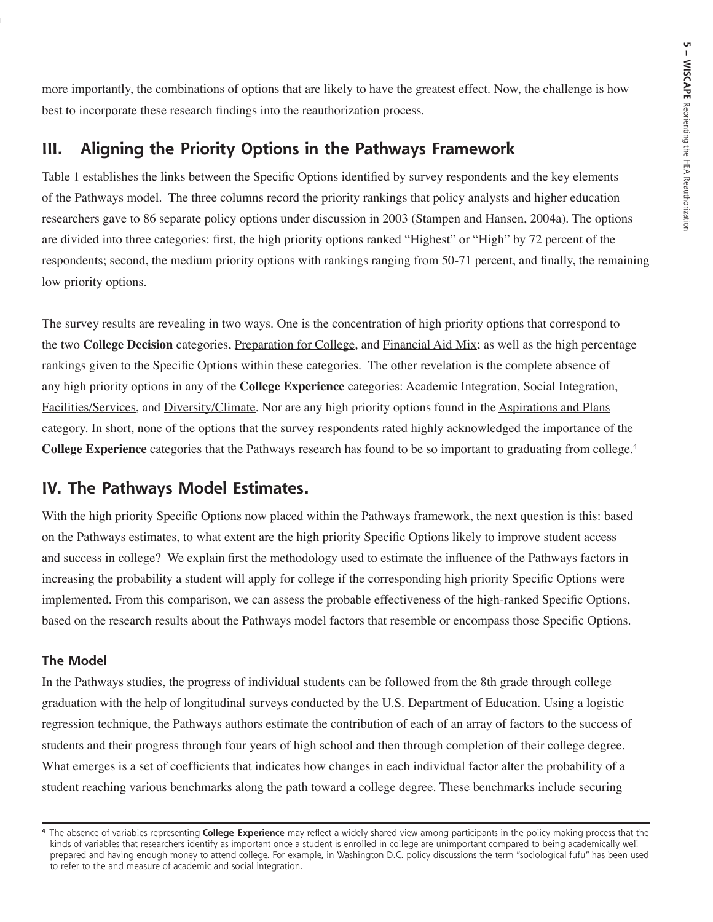more importantly, the combinations of options that are likely to have the greatest effect. Now, the challenge is how best to incorporate these research findings into the reauthorization process.

## III. Aligning the Priority Options in the Pathways Framework

Table 1 establishes the links between the Specific Options identified by survey respondents and the key elements of the Pathways model. The three columns record the priority rankings that policy analysts and higher education researchers gave to 86 separate policy options under discussion in 2003 (Stampen and Hansen, 2004a). The options are divided into three categories: first, the high priority options ranked "Highest" or "High" by 72 percent of the respondents; second, the medium priority options with rankings ranging from 50-71 percent, and finally, the remaining low priority options.

The survey results are revealing in two ways. One is the concentration of high priority options that correspond to the two **College Decision** categories, Preparation for College, and Financial Aid Mix; as well as the high percentage rankings given to the Specific Options within these categories. The other revelation is the complete absence of any high priority options in any of the **College Experience** categories: Academic Integration, Social Integration, Facilities/Services, and Diversity/Climate. Nor are any high priority options found in the Aspirations and Plans category. In short, none of the options that the survey respondents rated highly acknowledged the importance of the **College Experience** categories that the Pathways research has found to be so important to graduating from college.[4]

## IV. The Pathways Model Estimates.

With the high priority Specific Options now placed within the Pathways framework, the next question is this: based on the Pathways estimates, to what extent are the high priority Specific Options likely to improve student access and success in college? We explain first the methodology used to estimate the influence of the Pathways factors in increasing the probability a student will apply for college if the corresponding high priority Specific Options were implemented. From this comparison, we can assess the probable effectiveness of the high-ranked Specific Options, based on the research results about the Pathways model factors that resemble or encompass those Specific Options.

### The Model

In the Pathways studies, the progress of individual students can be followed from the 8th grade through college graduation with the help of longitudinal surveys conducted by the U.S. Department of Education. Using a logistic regression technique, the Pathways authors estimate the contribution of each of an array of factors to the success of students and their progress through four years of high school and then through completion of their college degree. What emerges is a set of coefficients that indicates how changes in each individual factor alter the probability of a student reaching various benchmarks along the path toward a college degree. These benchmarks include securing

---

[4] The absence of variables representing **College Experience** may reflect a widely shared view among participants in the policy making process that the kinds of variables that researchers identify as important once a student is enrolled in college are unimportant compared to being academically well prepared and having enough money to attend college. For example, in Washington D.C. policy discussions the term "sociological fufu" has been used to refer to the and measure of academic and social integration.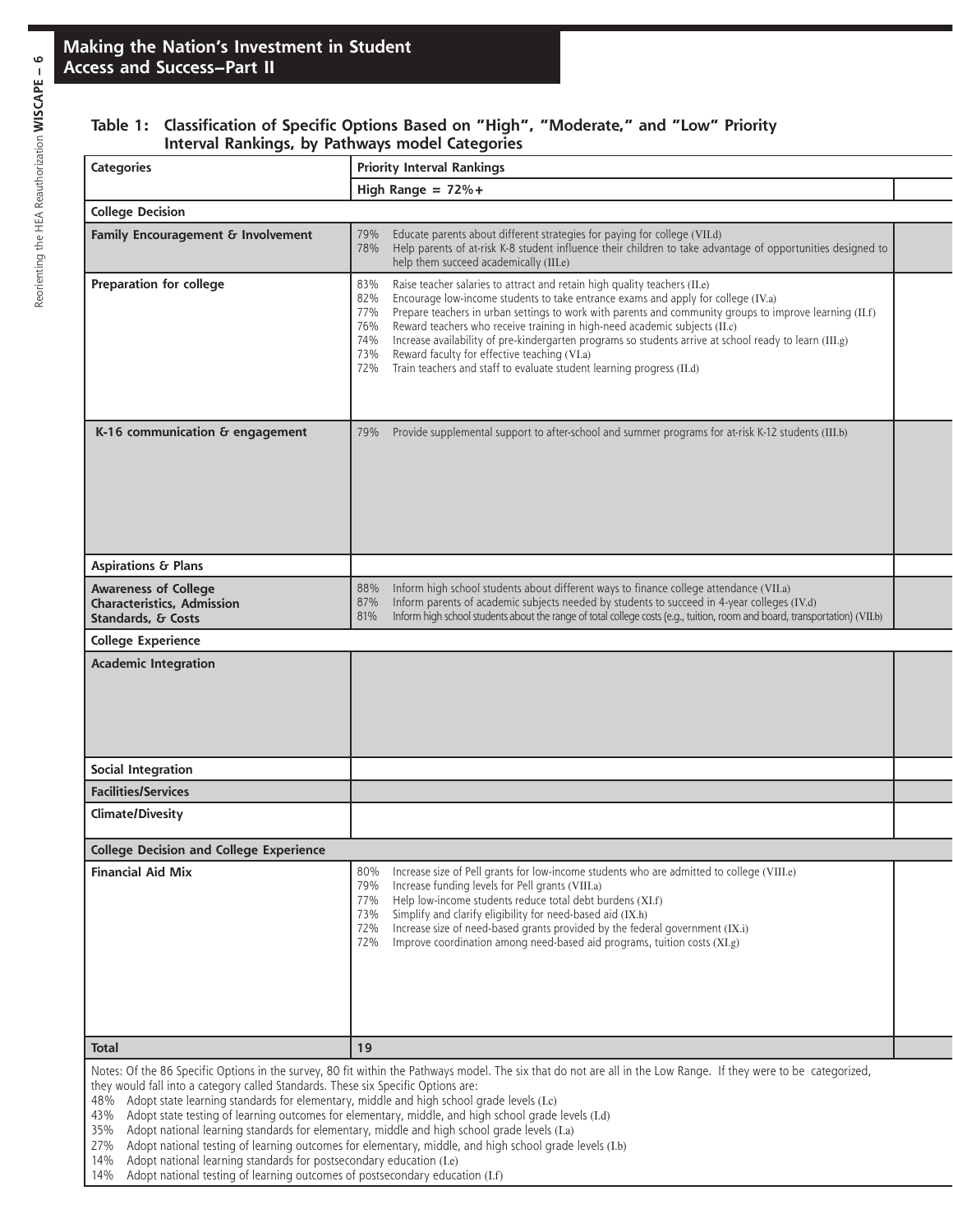## Table 1: Classification of Specific Options Based on "High", "Moderate," and "Low" Priority Interval Rankings, by Pathways model Categories

| Categories | Priority Interval Rankings | |
|---|---|---|
| | **High Range = 72%+** | |
| **College Decision** | | |
| **Family Encouragement & Involvement** | 79% Educate parents about different strategies for paying for college (VII.d)<br>78% Help parents of at-risk K-8 student influence their children to take advantage of opportunities designed to help them succeed academically (III.e) | |
| **Preparation for college** | 83% Raise teacher salaries to attract and retain high quality teachers (II.e)<br>82% Encourage low-income students to take entrance exams and apply for college (IV.a)<br>77% Prepare teachers in urban settings to work with parents and community groups to improve learning (II.f)<br>76% Reward teachers who receive training in high-need academic subjects (II.c)<br>74% Increase availability of pre-kindergarten programs so students arrive at school ready to learn (III.g)<br>73% Reward faculty for effective teaching (VI.a)<br>72% Train teachers and staff to evaluate student learning progress (II.d) | |
| **K-16 communication & engagement** | 79% Provide supplemental support to after-school and summer programs for at-risk K-12 students (III.b) | |
| **Aspirations & Plans** | | |
| **Awareness of College Characteristics, Admission Standards, & Costs** | 88% Inform high school students about different ways to finance college attendance (VII.a)<br>87% Inform parents of academic subjects needed by students to succeed in 4-year colleges (IV.d)<br>81% Inform high school students about the range of total college costs (e.g., tuition, room and board, transportation) (VII.b) | |
| **College Experience** | | |
| **Academic Integration** | | |
| **Social Integration** | | |
| **Facilities/Services** | | |
| **Climate/Divesity** | | |
| **College Decision and College Experience** | | |
| **Financial Aid Mix** | 80% Increase size of Pell grants for low-income students who are admitted to college (VIII.e)<br>79% Increase funding levels for Pell grants (VIII.a)<br>77% Help low-income students reduce total debt burdens (XI.f)<br>73% Simplify and clarify eligibility for need-based aid (IX.h)<br>72% Increase size of need-based grants provided by the federal government (IX.i)<br>72% Improve coordination among need-based aid programs, tuition costs (XI.g) | |
| **Total** | **19** | |

Notes: Of the 86 Specific Options in the survey, 80 fit within the Pathways model. The six that do not are all in the Low Range. If they were to be categorized, they would fall into a category called Standards. These six Specific Options are:

48% Adopt state learning standards for elementary, middle and high school grade levels (I.c)
43% Adopt state testing of learning outcomes for elementary, middle, and high school grade levels (I.d)
35% Adopt national learning standards for elementary, middle and high school grade levels (I.a)
27% Adopt national testing of learning outcomes for elementary, middle, and high school grade levels (I.b)
14% Adopt national learning standards for postsecondary education (I.e)
14% Adopt national testing of learning outcomes of postsecondary education (I.f)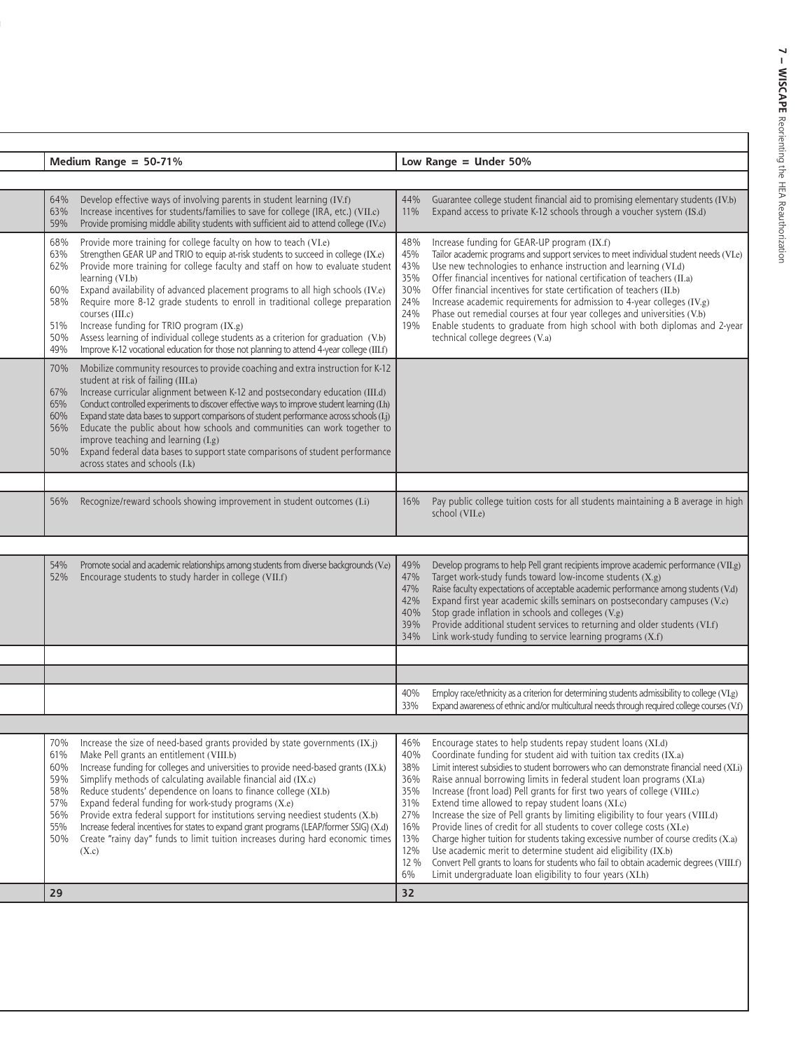| Medium Range = 50-71% | Low Range = Under 50% |
|---|---|
| | |
| 64% Develop effective ways of involving parents in student learning (IV.f)<br>63% Increase incentives for students/families to save for college (IRA, etc.) (VII.c)<br>59% Provide promising middle ability students with sufficient aid to attend college (IV.c) | 44% Guarantee college student financial aid to promising elementary students (IV.b)<br>11% Expand access to private K-12 schools through a voucher system (IS.d) |
| 68% Provide more training for college faculty on how to teach (VI.e)<br>63% Strengthen GEAR UP and TRIO to equip at-risk students to succeed in college (IX.e)<br>62% Provide more training for college faculty and staff on how to evaluate student learning (VI.b)<br>60% Expand availability of advanced placement programs to all high schools (IV.e)<br>58% Require more 8-12 grade students to enroll in traditional college preparation courses (III.c)<br>51% Increase funding for TRIO program (IX.g)<br>50% Assess learning of individual college students as a criterion for graduation (V.b)<br>49% Improve K-12 vocational education for those not planning to attend 4-year college (III.f) | 48% Increase funding for GEAR-UP program (IX.f)<br>45% Tailor academic programs and support services to meet individual student needs (VI.e)<br>43% Use new technologies to enhance instruction and learning (VI.d)<br>35% Offer financial incentives for national certification of teachers (II.a)<br>30% Offer financial incentives for state certification of teachers (II.b)<br>24% Increase academic requirements for admission to 4-year colleges (IV.g)<br>24% Phase out remedial courses at four year colleges and universities (V.b)<br>19% Enable students to graduate from high school with both diplomas and 2-year technical college degrees (V.a) |
| 70% Mobilize community resources to provide coaching and extra instruction for K-12 student at risk of failing (III.a)<br>67% Increase curricular alignment between K-12 and postsecondary education (III.d)<br>65% Conduct controlled experiments to discover effective ways to improve student learning (I.h)<br>60% Expand state data bases to support comparisons of student performance across schools (I.j)<br>56% Educate the public about how schools and communities can work together to improve teaching and learning (I.g)<br>50% Expand federal data bases to support state comparisons of student performance across states and schools (I.k) | |
| | |
| 56% Recognize/reward schools showing improvement in student outcomes (I.i) | 16% Pay public college tuition costs for all students maintaining a B average in high school (VII.e) |
| | |
| 54% Promote social and academic relationships among students from diverse backgrounds (V.e)<br>52% Encourage students to study harder in college (VII.f) | 49% Develop programs to help Pell grant recipients improve academic performance (VII.g)<br>47% Target work-study funds toward low-income students (X.g)<br>47% Raise faculty expectations of acceptable academic performance among students (V.d)<br>42% Expand first year academic skills seminars on postsecondary campuses (V.c)<br>40% Stop grade inflation in schools and colleges (V.g)<br>39% Provide additional student services to returning and older students (VI.f)<br>34% Link work-study funding to service learning programs (X.f) |
| | |
| | |
| | 40% Employ race/ethnicity as a criterion for determining students admissibility to college (VI.g)<br>33% Expand awareness of ethnic and/or multicultural needs through required college courses (V.f) |
| | |
| 70% Increase the size of need-based grants provided by state governments (IX.j)<br>61% Make Pell grants an entitlement (VIII.b)<br>60% Increase funding for colleges and universities to provide need-based grants (IX.k)<br>59% Simplify methods of calculating available financial aid (IX.c)<br>58% Reduce students' dependence on loans to finance college (XI.b)<br>57% Expand federal funding for work-study programs (X.e)<br>56% Provide extra federal support for institutions serving neediest students (X.b)<br>55% Increase federal incentives for states to expand grant programs (LEAP/former SSIG) (X.d)<br>50% Create "rainy day" funds to limit tuition increases during hard economic times (X.c) | 46% Encourage states to help students repay student loans (XI.d)<br>40% Coordinate funding for student aid with tuition tax credits (IX.a)<br>38% Limit interest subsidies to student borrowers who can demonstrate financial need (XI.i)<br>36% Raise annual borrowing limits in federal student loan programs (XI.a)<br>35% Increase (front load) Pell grants for first two years of college (VIII.c)<br>31% Extend time allowed to repay student loans (XI.c)<br>27% Increase the size of Pell grants by limiting eligibility to four years (VIII.d)<br>16% Provide lines of credit for all students to cover college costs (XI.e)<br>13% Charge higher tuition for students taking excessive number of course credits (X.a)<br>12% Use academic merit to determine student aid eligibility (IX.b)<br>12 % Convert Pell grants to loans for students who fail to obtain academic degrees (VIII.f)<br>6% Limit undergraduate loan eligibility to four years (XI.h) |
| **29** | **32** |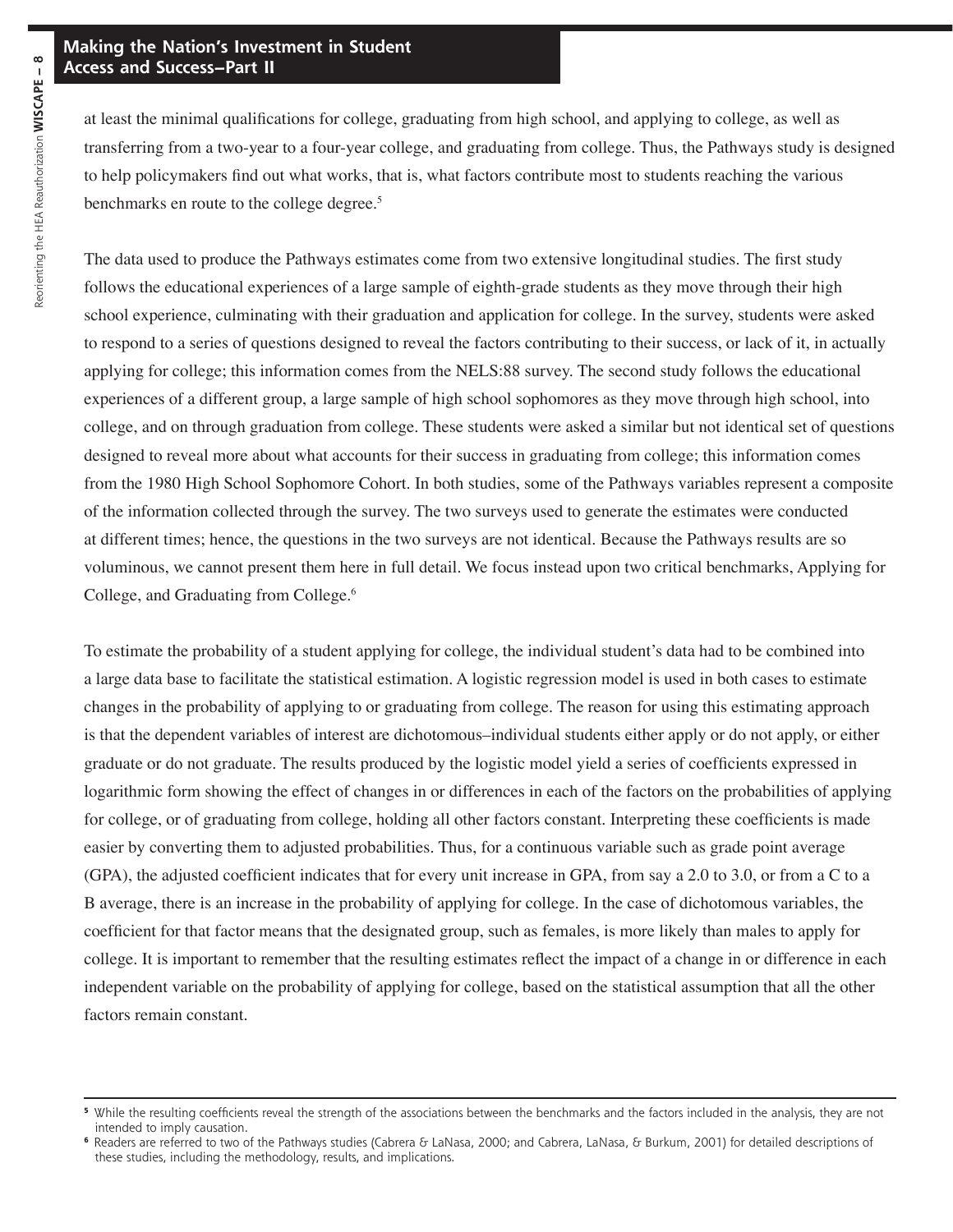at least the minimal qualifications for college, graduating from high school, and applying to college, as well as transferring from a two-year to a four-year college, and graduating from college. Thus, the Pathways study is designed to help policymakers find out what works, that is, what factors contribute most to students reaching the various benchmarks en route to the college degree.[5]

The data used to produce the Pathways estimates come from two extensive longitudinal studies. The first study follows the educational experiences of a large sample of eighth-grade students as they move through their high school experience, culminating with their graduation and application for college. In the survey, students were asked to respond to a series of questions designed to reveal the factors contributing to their success, or lack of it, in actually applying for college; this information comes from the NELS:88 survey. The second study follows the educational experiences of a different group, a large sample of high school sophomores as they move through high school, into college, and on through graduation from college. These students were asked a similar but not identical set of questions designed to reveal more about what accounts for their success in graduating from college; this information comes from the 1980 High School Sophomore Cohort. In both studies, some of the Pathways variables represent a composite of the information collected through the survey. The two surveys used to generate the estimates were conducted at different times; hence, the questions in the two surveys are not identical. Because the Pathways results are so voluminous, we cannot present them here in full detail. We focus instead upon two critical benchmarks, Applying for College, and Graduating from College.[6]

To estimate the probability of a student applying for college, the individual student's data had to be combined into a large data base to facilitate the statistical estimation. A logistic regression model is used in both cases to estimate changes in the probability of applying to or graduating from college. The reason for using this estimating approach is that the dependent variables of interest are dichotomous–individual students either apply or do not apply, or either graduate or do not graduate. The results produced by the logistic model yield a series of coefficients expressed in logarithmic form showing the effect of changes in or differences in each of the factors on the probabilities of applying for college, or of graduating from college, holding all other factors constant. Interpreting these coefficients is made easier by converting them to adjusted probabilities. Thus, for a continuous variable such as grade point average (GPA), the adjusted coefficient indicates that for every unit increase in GPA, from say a 2.0 to 3.0, or from a C to a B average, there is an increase in the probability of applying for college. In the case of dichotomous variables, the coefficient for that factor means that the designated group, such as females, is more likely than males to apply for college. It is important to remember that the resulting estimates reflect the impact of a change in or difference in each independent variable on the probability of applying for college, based on the statistical assumption that all the other factors remain constant.

---

[5] While the resulting coefficients reveal the strength of the associations between the benchmarks and the factors included in the analysis, they are not intended to imply causation.

[6] Readers are referred to two of the Pathways studies (Cabrera & LaNasa, 2000; and Cabrera, LaNasa, & Burkum, 2001) for detailed descriptions of these studies, including the methodology, results, and implications.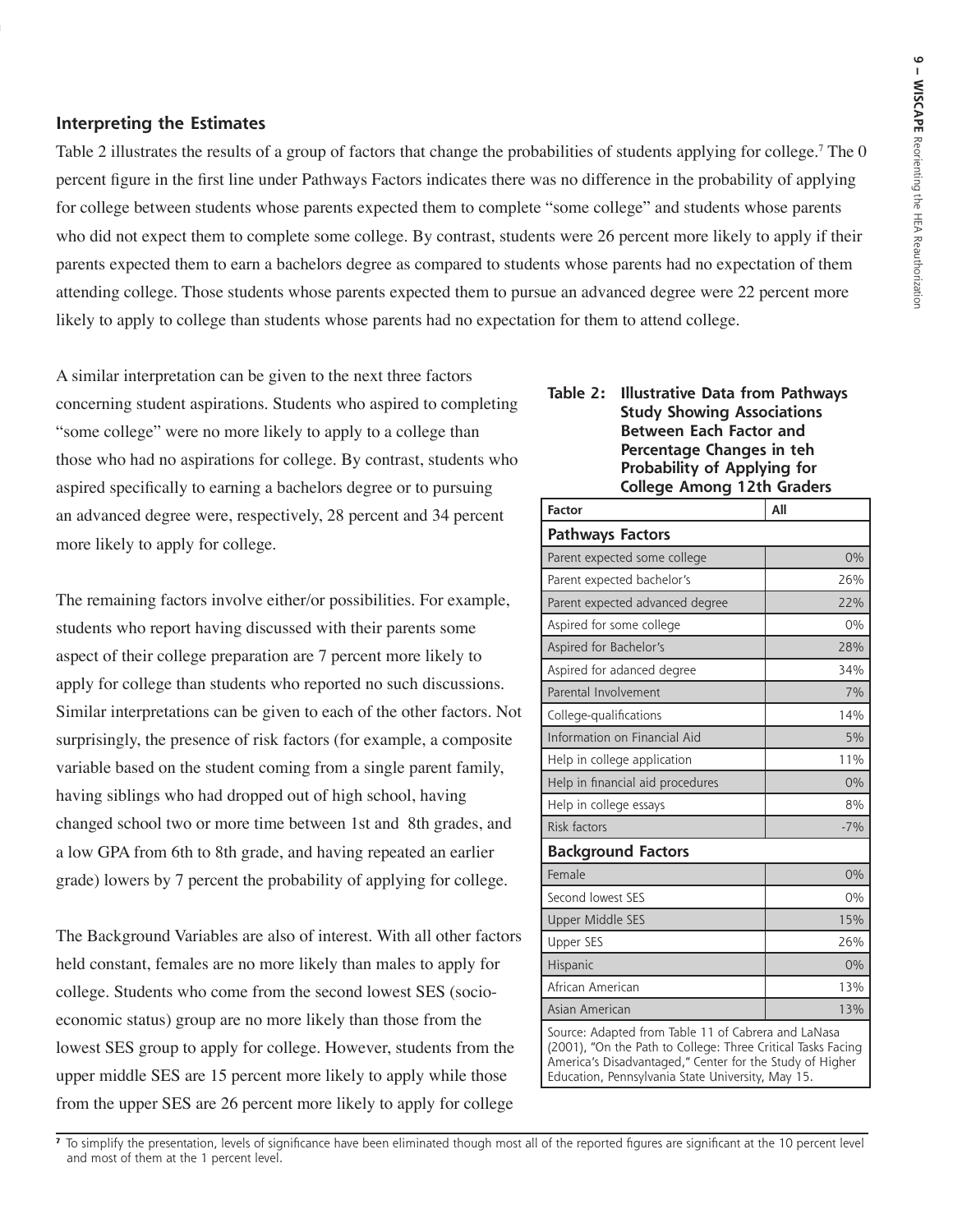### Interpreting the Estimates

Table 2 illustrates the results of a group of factors that change the probabilities of students applying for college.[7] The 0 percent figure in the first line under Pathways Factors indicates there was no difference in the probability of applying for college between students whose parents expected them to complete "some college" and students whose parents who did not expect them to complete some college. By contrast, students were 26 percent more likely to apply if their parents expected them to earn a bachelors degree as compared to students whose parents had no expectation of them attending college. Those students whose parents expected them to pursue an advanced degree were 22 percent more likely to apply to college than students whose parents had no expectation for them to attend college.

A similar interpretation can be given to the next three factors concerning student aspirations. Students who aspired to completing "some college" were no more likely to apply to a college than those who had no aspirations for college. By contrast, students who aspired specifically to earning a bachelors degree or to pursuing an advanced degree were, respectively, 28 percent and 34 percent more likely to apply for college.

The remaining factors involve either/or possibilities. For example, students who report having discussed with their parents some aspect of their college preparation are 7 percent more likely to apply for college than students who reported no such discussions. Similar interpretations can be given to each of the other factors. Not surprisingly, the presence of risk factors (for example, a composite variable based on the student coming from a single parent family, having siblings who had dropped out of high school, having changed school two or more time between 1st and 8th grades, and a low GPA from 6th to 8th grade, and having repeated an earlier grade) lowers by 7 percent the probability of applying for college.

The Background Variables are also of interest. With all other factors held constant, females are no more likely than males to apply for college. Students who come from the second lowest SES (socio-economic status) group are no more likely than those from the lowest SES group to apply for college. However, students from the upper middle SES are 15 percent more likely to apply while those from the upper SES are 26 percent more likely to apply for college

**Table 2: Illustrative Data from Pathways Study Showing Associations Between Each Factor and Percentage Changes in teh Probability of Applying for College Among 12th Graders**

| Factor | All |
|---|---|
| **Pathways Factors** | |
| Parent expected some college | 0% |
| Parent expected bachelor's | 26% |
| Parent expected advanced degree | 22% |
| Aspired for some college | 0% |
| Aspired for Bachelor's | 28% |
| Aspired for adanced degree | 34% |
| Parental Involvement | 7% |
| College-qualifications | 14% |
| Information on Financial Aid | 5% |
| Help in college application | 11% |
| Help in financial aid procedures | 0% |
| Help in college essays | 8% |
| Risk factors | -7% |
| **Background Factors** | |
| Female | 0% |
| Second lowest SES | 0% |
| Upper Middle SES | 15% |
| Upper SES | 26% |
| Hispanic | 0% |
| African American | 13% |
| Asian American | 13% |

Source: Adapted from Table 11 of Cabrera and LaNasa (2001), "On the Path to College: Three Critical Tasks Facing America's Disadvantaged," Center for the Study of Higher Education, Pennsylvania State University, May 15.

[7] To simplify the presentation, levels of significance have been eliminated though most all of the reported figures are significant at the 10 percent level and most of them at the 1 percent level.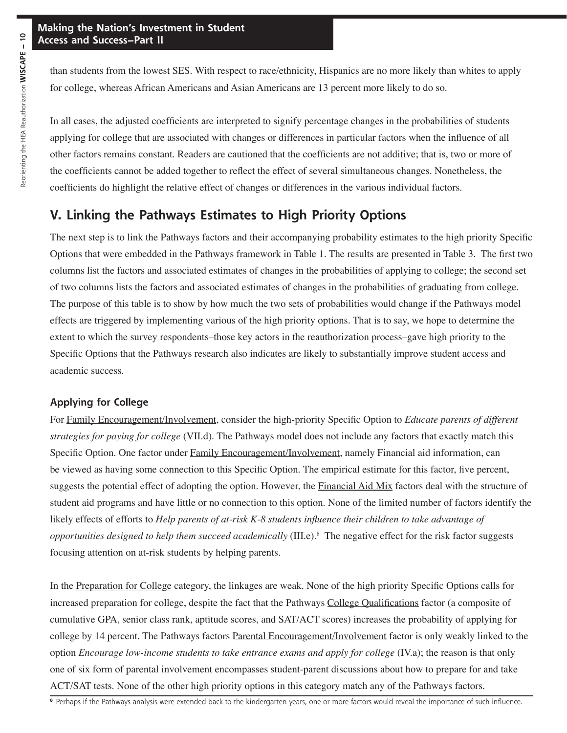than students from the lowest SES. With respect to race/ethnicity, Hispanics are no more likely than whites to apply for college, whereas African Americans and Asian Americans are 13 percent more likely to do so.

In all cases, the adjusted coefficients are interpreted to signify percentage changes in the probabilities of students applying for college that are associated with changes or differences in particular factors when the influence of all other factors remains constant. Readers are cautioned that the coefficients are not additive; that is, two or more of the coefficients cannot be added together to reflect the effect of several simultaneous changes. Nonetheless, the coefficients do highlight the relative effect of changes or differences in the various individual factors.

## V. Linking the Pathways Estimates to High Priority Options

The next step is to link the Pathways factors and their accompanying probability estimates to the high priority Specific Options that were embedded in the Pathways framework in Table 1. The results are presented in Table 3. The first two columns list the factors and associated estimates of changes in the probabilities of applying to college; the second set of two columns lists the factors and associated estimates of changes in the probabilities of graduating from college. The purpose of this table is to show by how much the two sets of probabilities would change if the Pathways model effects are triggered by implementing various of the high priority options. That is to say, we hope to determine the extent to which the survey respondents–those key actors in the reauthorization process–gave high priority to the Specific Options that the Pathways research also indicates are likely to substantially improve student access and academic success.

### Applying for College

For Family Encouragement/Involvement, consider the high-priority Specific Option to *Educate parents of different strategies for paying for college* (VII.d). The Pathways model does not include any factors that exactly match this Specific Option. One factor under Family Encouragement/Involvement, namely Financial aid information, can be viewed as having some connection to this Specific Option. The empirical estimate for this factor, five percent, suggests the potential effect of adopting the option. However, the Financial Aid Mix factors deal with the structure of student aid programs and have little or no connection to this option. None of the limited number of factors identify the likely effects of efforts to *Help parents of at-risk K-8 students influence their children to take advantage of opportunities designed to help them succeed academically* (III.e).[8] The negative effect for the risk factor suggests focusing attention on at-risk students by helping parents.

In the Preparation for College category, the linkages are weak. None of the high priority Specific Options calls for increased preparation for college, despite the fact that the Pathways College Qualifications factor (a composite of cumulative GPA, senior class rank, aptitude scores, and SAT/ACT scores) increases the probability of applying for college by 14 percent. The Pathways factors Parental Encouragement/Involvement factor is only weakly linked to the option *Encourage low-income students to take entrance exams and apply for college* (IV.a); the reason is that only one of six form of parental involvement encompasses student-parent discussions about how to prepare for and take ACT/SAT tests. None of the other high priority options in this category match any of the Pathways factors.

[8] Perhaps if the Pathways analysis were extended back to the kindergarten years, one or more factors would reveal the importance of such influence.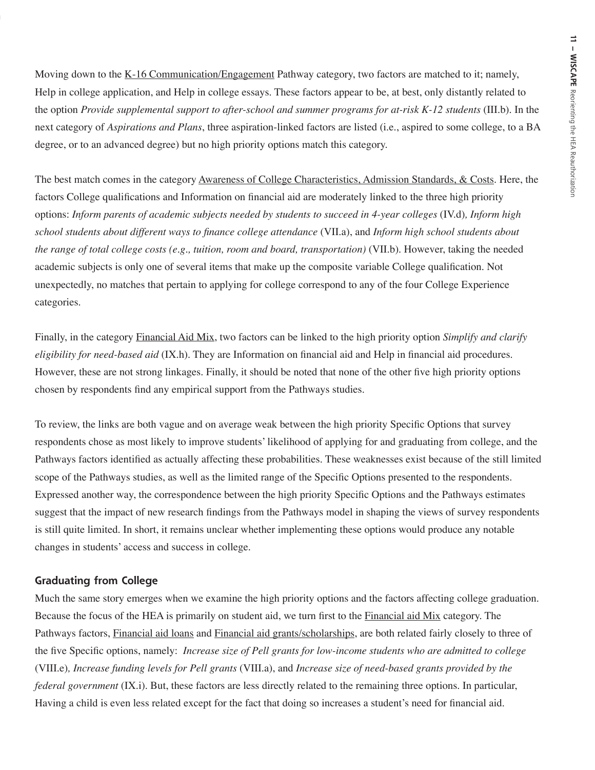Moving down to the K-16 Communication/Engagement Pathway category, two factors are matched to it; namely, Help in college application, and Help in college essays. These factors appear to be, at best, only distantly related to the option *Provide supplemental support to after-school and summer programs for at-risk K-12 students* (III.b). In the next category of *Aspirations and Plans*, three aspiration-linked factors are listed (i.e., aspired to some college, to a BA degree, or to an advanced degree) but no high priority options match this category.

The best match comes in the category Awareness of College Characteristics, Admission Standards, & Costs. Here, the factors College qualifications and Information on financial aid are moderately linked to the three high priority options: *Inform parents of academic subjects needed by students to succeed in 4-year colleges* (IV.d), *Inform high school students about different ways to finance college attendance* (VII.a), and *Inform high school students about the range of total college costs (e.g., tuition, room and board, transportation)* (VII.b). However, taking the needed academic subjects is only one of several items that make up the composite variable College qualification. Not unexpectedly, no matches that pertain to applying for college correspond to any of the four College Experience categories.

Finally, in the category Financial Aid Mix, two factors can be linked to the high priority option *Simplify and clarify eligibility for need-based aid* (IX.h). They are Information on financial aid and Help in financial aid procedures. However, these are not strong linkages. Finally, it should be noted that none of the other five high priority options chosen by respondents find any empirical support from the Pathways studies.

To review, the links are both vague and on average weak between the high priority Specific Options that survey respondents chose as most likely to improve students' likelihood of applying for and graduating from college, and the Pathways factors identified as actually affecting these probabilities. These weaknesses exist because of the still limited scope of the Pathways studies, as well as the limited range of the Specific Options presented to the respondents. Expressed another way, the correspondence between the high priority Specific Options and the Pathways estimates suggest that the impact of new research findings from the Pathways model in shaping the views of survey respondents is still quite limited. In short, it remains unclear whether implementing these options would produce any notable changes in students' access and success in college.

### Graduating from College

Much the same story emerges when we examine the high priority options and the factors affecting college graduation. Because the focus of the HEA is primarily on student aid, we turn first to the Financial aid Mix category. The Pathways factors, Financial aid loans and Financial aid grants/scholarships, are both related fairly closely to three of the five Specific options, namely: *Increase size of Pell grants for low-income students who are admitted to college* (VIII.e), *Increase funding levels for Pell grants* (VIII.a), and *Increase size of need-based grants provided by the federal government* (IX.i). But, these factors are less directly related to the remaining three options. In particular, Having a child is even less related except for the fact that doing so increases a student's need for financial aid.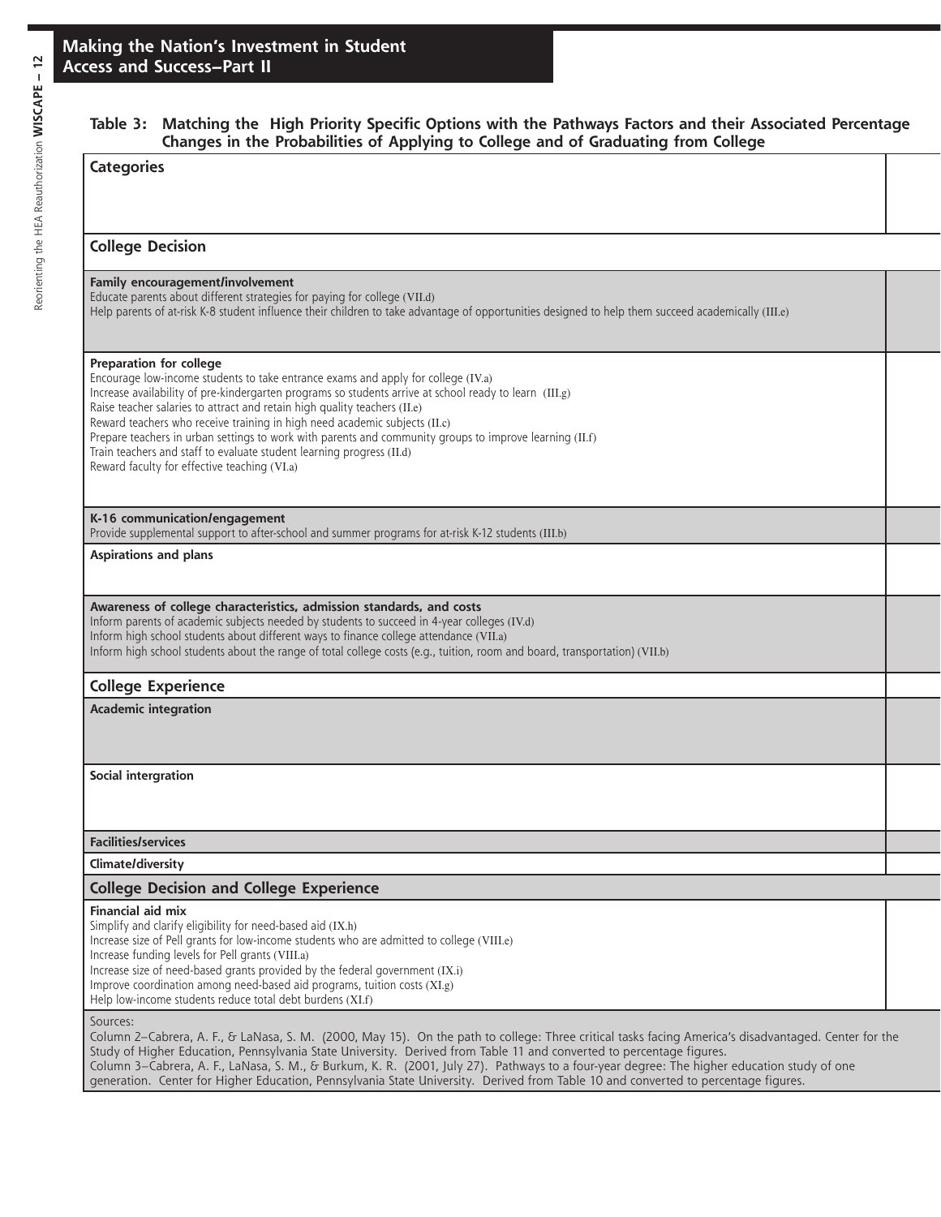## Making the Nation's Investment in Student Access and Success–Part II

### Table 3: Matching the High Priority Specific Options with the Pathways Factors and their Associated Percentage Changes in the Probabilities of Applying to College and of Graduating from College

| Categories | |
|---|---|
| **College Decision** | |
| **Family encouragement/involvement**<br>Educate parents about different strategies for paying for college (VII.d)<br>Help parents of at-risk K-8 student influence their children to take advantage of opportunities designed to help them succeed academically (III.e) | |
| **Preparation for college**<br>Encourage low-income students to take entrance exams and apply for college (IV.a)<br>Increase availability of pre-kindergarten programs so students arrive at school ready to learn (III.g)<br>Raise teacher salaries to attract and retain high quality teachers (II.e)<br>Reward teachers who receive training in high need academic subjects (II.c)<br>Prepare teachers in urban settings to work with parents and community groups to improve learning (II.f)<br>Train teachers and staff to evaluate student learning progress (II.d)<br>Reward faculty for effective teaching (VI.a) | |
| **K-16 communication/engagement**<br>Provide supplemental support to after-school and summer programs for at-risk K-12 students (III.b) | |
| **Aspirations and plans** | |
| **Awareness of college characteristics, admission standards, and costs**<br>Inform parents of academic subjects needed by students to succeed in 4-year colleges (IV.d)<br>Inform high school students about different ways to finance college attendance (VII.a)<br>Inform high school students about the range of total college costs (e.g., tuition, room and board, transportation) (VII.b) | |
| **College Experience** | |
| **Academic integration** | |
| **Social intergration** | |
| **Facilities/services** | |
| **Climate/diversity** | |
| **College Decision and College Experience** | |
| **Financial aid mix**<br>Simplify and clarify eligibility for need-based aid (IX.h)<br>Increase size of Pell grants for low-income students who are admitted to college (VIII.e)<br>Increase funding levels for Pell grants (VIII.a)<br>Increase size of need-based grants provided by the federal government (IX.i)<br>Improve coordination among need-based aid programs, tuition costs (XI.g)<br>Help low-income students reduce total debt burdens (XI.f) | |

Sources:
Column 2–Cabrera, A. F., & LaNasa, S. M. (2000, May 15). On the path to college: Three critical tasks facing America's disadvantaged. Center for the Study of Higher Education, Pennsylvania State University. Derived from Table 11 and converted to percentage figures.
Column 3–Cabrera, A. F., LaNasa, S. M., & Burkum, K. R. (2001, July 27). Pathways to a four-year degree: The higher education study of one generation. Center for Higher Education, Pennsylvania State University. Derived from Table 10 and converted to percentage figures.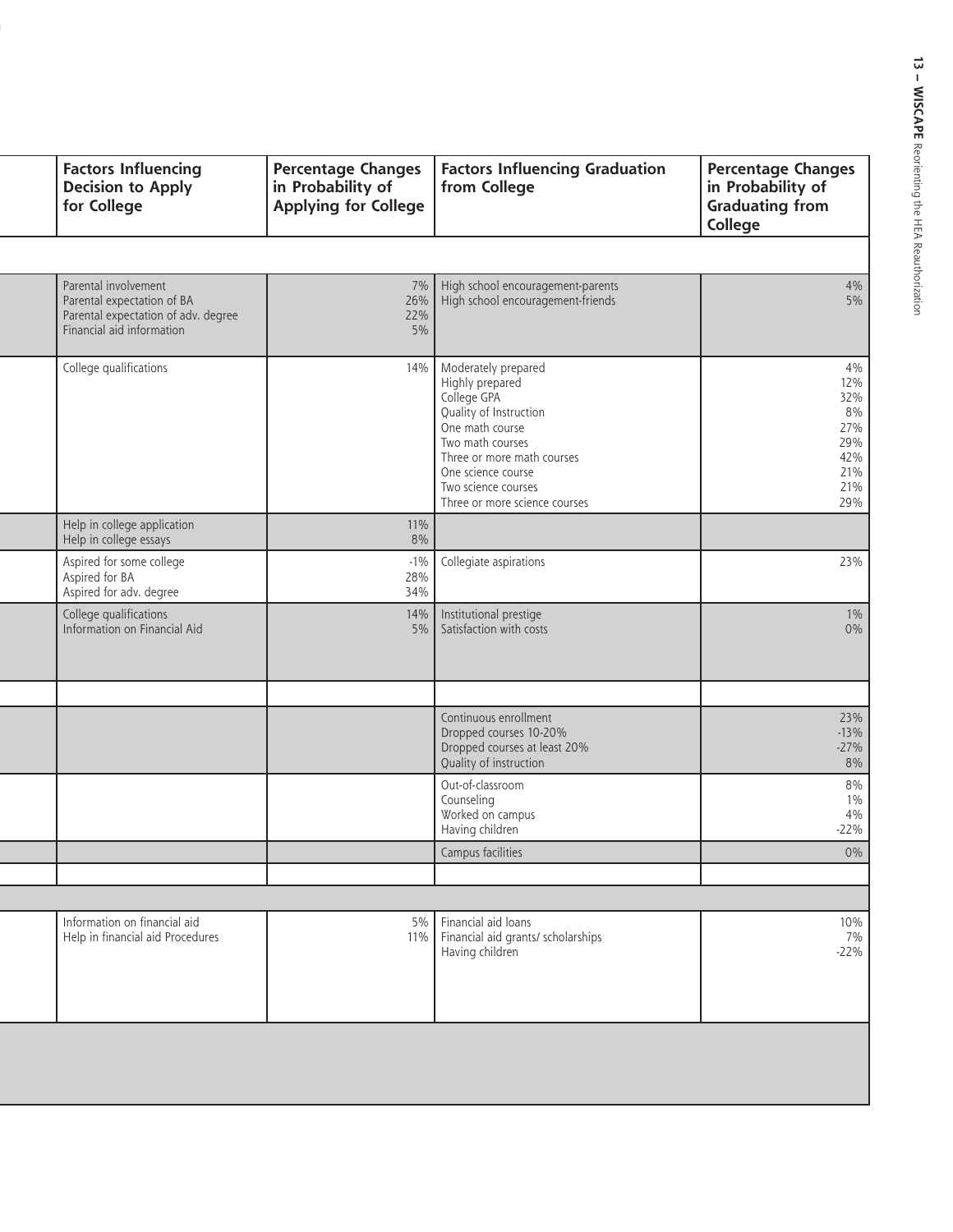| Factors Influencing Decision to Apply for College | Percentage Changes in Probability of Applying for College | Factors Influencing Graduation from College | Percentage Changes in Probability of Graduating from College |
|---|---|---|---|
| | | | |
| Parental involvement<br>Parental expectation of BA<br>Parental expectation of adv. degree<br>Financial aid information | 7%<br>26%<br>22%<br>5% | High school encouragement-parents<br>High school encouragement-friends | 4%<br>5% |
| College qualifications | 14% | Moderately prepared<br>Highly prepared<br>College GPA<br>Quality of Instruction<br>One math course<br>Two math courses<br>Three or more math courses<br>One science course<br>Two science courses<br>Three or more science courses | 4%<br>12%<br>32%<br>8%<br>27%<br>29%<br>42%<br>21%<br>21%<br>29% |
| Help in college application<br>Help in college essays | 11%<br>8% | | |
| Aspired for some college<br>Aspired for BA<br>Aspired for adv. degree | -1%<br>28%<br>34% | Collegiate aspirations | 23% |
| College qualifications<br>Information on Financial Aid | 14%<br>5% | Institutional prestige<br>Satisfaction with costs | 1%<br>0% |
| | | | |
| | | Continuous enrollment<br>Dropped courses 10-20%<br>Dropped courses at least 20%<br>Quality of instruction | 23%<br>-13%<br>-27%<br>8% |
| | | Out-of-classroom<br>Counseling<br>Worked on campus<br>Having children | 8%<br>1%<br>4%<br>-22% |
| | | Campus facilities | 0% |
| | | | |
| | | | |
| Information on financial aid<br>Help in financial aid Procedures | 5%<br>11% | Financial aid loans<br>Financial aid grants/ scholarships<br>Having children | 10%<br>7%<br>-22% |
| | | | |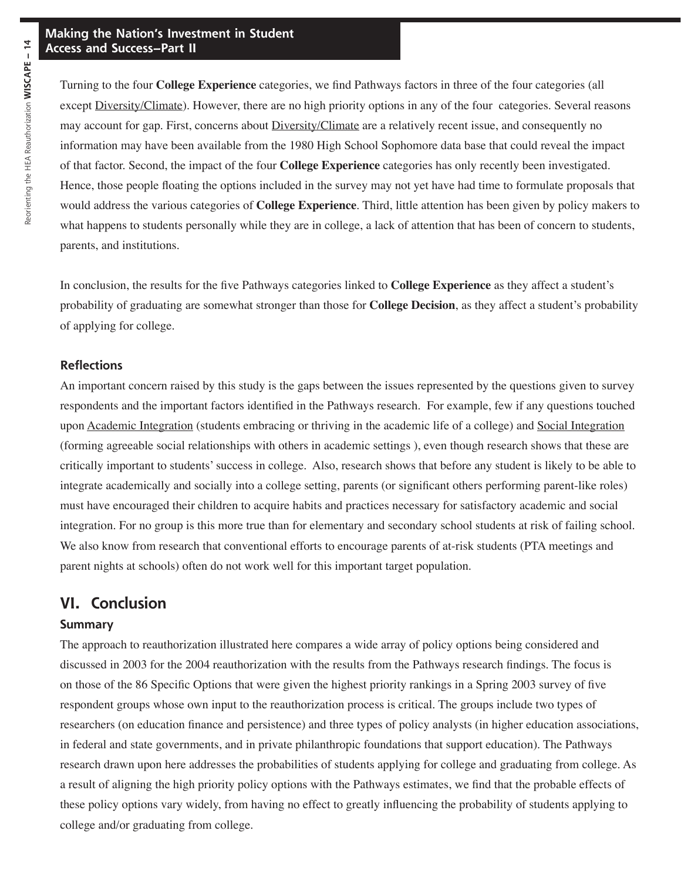Turning to the four **College Experience** categories, we find Pathways factors in three of the four categories (all except Diversity/Climate). However, there are no high priority options in any of the four categories. Several reasons may account for gap. First, concerns about Diversity/Climate are a relatively recent issue, and consequently no information may have been available from the 1980 High School Sophomore data base that could reveal the impact of that factor. Second, the impact of the four **College Experience** categories has only recently been investigated. Hence, those people floating the options included in the survey may not yet have had time to formulate proposals that would address the various categories of **College Experience**. Third, little attention has been given by policy makers to what happens to students personally while they are in college, a lack of attention that has been of concern to students, parents, and institutions.

In conclusion, the results for the five Pathways categories linked to **College Experience** as they affect a student's probability of graduating are somewhat stronger than those for **College Decision**, as they affect a student's probability of applying for college.

### Reflections

An important concern raised by this study is the gaps between the issues represented by the questions given to survey respondents and the important factors identified in the Pathways research. For example, few if any questions touched upon Academic Integration (students embracing or thriving in the academic life of a college) and Social Integration (forming agreeable social relationships with others in academic settings ), even though research shows that these are critically important to students' success in college. Also, research shows that before any student is likely to be able to integrate academically and socially into a college setting, parents (or significant others performing parent-like roles) must have encouraged their children to acquire habits and practices necessary for satisfactory academic and social integration. For no group is this more true than for elementary and secondary school students at risk of failing school. We also know from research that conventional efforts to encourage parents of at-risk students (PTA meetings and parent nights at schools) often do not work well for this important target population.

## VI. Conclusion

### Summary

The approach to reauthorization illustrated here compares a wide array of policy options being considered and discussed in 2003 for the 2004 reauthorization with the results from the Pathways research findings. The focus is on those of the 86 Specific Options that were given the highest priority rankings in a Spring 2003 survey of five respondent groups whose own input to the reauthorization process is critical. The groups include two types of researchers (on education finance and persistence) and three types of policy analysts (in higher education associations, in federal and state governments, and in private philanthropic foundations that support education). The Pathways research drawn upon here addresses the probabilities of students applying for college and graduating from college. As a result of aligning the high priority policy options with the Pathways estimates, we find that the probable effects of these policy options vary widely, from having no effect to greatly influencing the probability of students applying to college and/or graduating from college.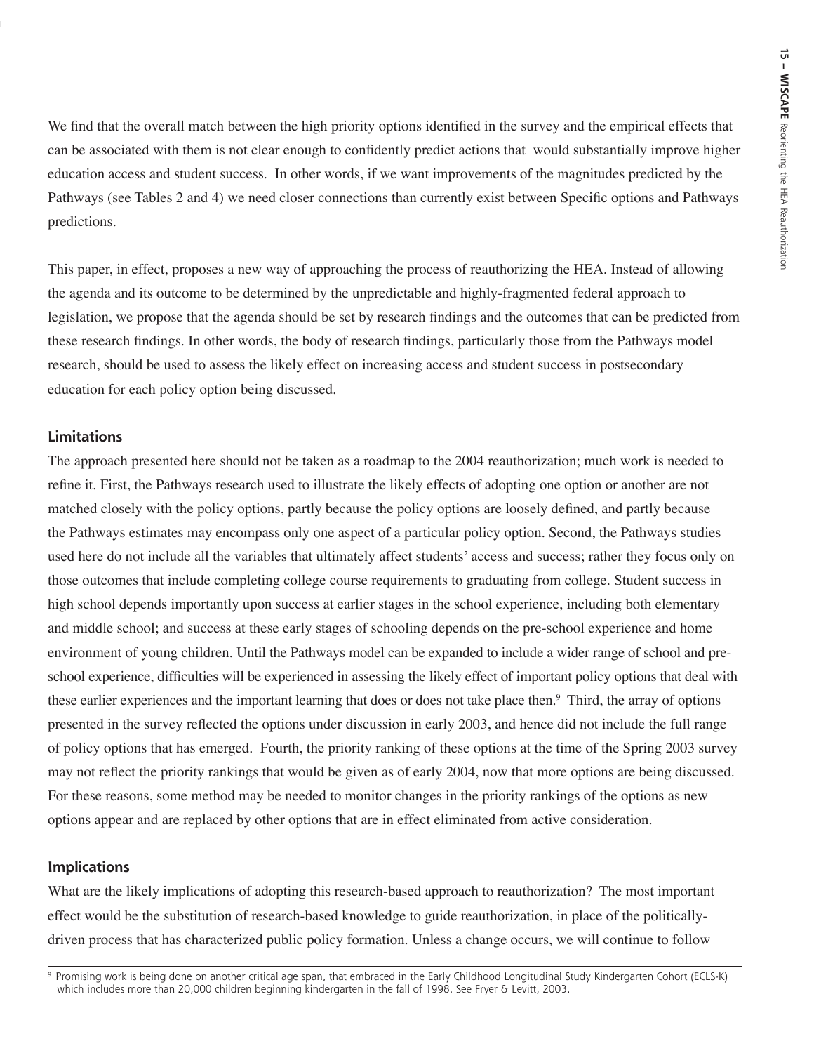We find that the overall match between the high priority options identified in the survey and the empirical effects that can be associated with them is not clear enough to confidently predict actions that would substantially improve higher education access and student success. In other words, if we want improvements of the magnitudes predicted by the Pathways (see Tables 2 and 4) we need closer connections than currently exist between Specific options and Pathways predictions.

This paper, in effect, proposes a new way of approaching the process of reauthorizing the HEA. Instead of allowing the agenda and its outcome to be determined by the unpredictable and highly-fragmented federal approach to legislation, we propose that the agenda should be set by research findings and the outcomes that can be predicted from these research findings. In other words, the body of research findings, particularly those from the Pathways model research, should be used to assess the likely effect on increasing access and student success in postsecondary education for each policy option being discussed.

### Limitations

The approach presented here should not be taken as a roadmap to the 2004 reauthorization; much work is needed to refine it. First, the Pathways research used to illustrate the likely effects of adopting one option or another are not matched closely with the policy options, partly because the policy options are loosely defined, and partly because the Pathways estimates may encompass only one aspect of a particular policy option. Second, the Pathways studies used here do not include all the variables that ultimately affect students' access and success; rather they focus only on those outcomes that include completing college course requirements to graduating from college. Student success in high school depends importantly upon success at earlier stages in the school experience, including both elementary and middle school; and success at these early stages of schooling depends on the pre-school experience and home environment of young children. Until the Pathways model can be expanded to include a wider range of school and pre-school experience, difficulties will be experienced in assessing the likely effect of important policy options that deal with these earlier experiences and the important learning that does or does not take place then.[9] Third, the array of options presented in the survey reflected the options under discussion in early 2003, and hence did not include the full range of policy options that has emerged. Fourth, the priority ranking of these options at the time of the Spring 2003 survey may not reflect the priority rankings that would be given as of early 2004, now that more options are being discussed. For these reasons, some method may be needed to monitor changes in the priority rankings of the options as new options appear and are replaced by other options that are in effect eliminated from active consideration.

### Implications

What are the likely implications of adopting this research-based approach to reauthorization? The most important effect would be the substitution of research-based knowledge to guide reauthorization, in place of the politically-driven process that has characterized public policy formation. Unless a change occurs, we will continue to follow

[9] Promising work is being done on another critical age span, that embraced in the Early Childhood Longitudinal Study Kindergarten Cohort (ECLS-K) which includes more than 20,000 children beginning kindergarten in the fall of 1998. See Fryer & Levitt, 2003.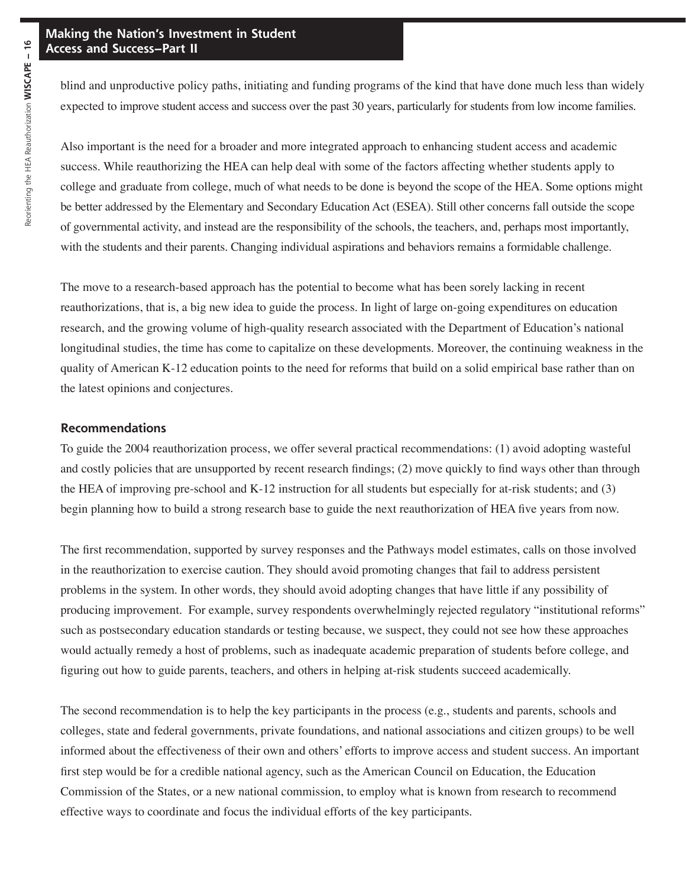blind and unproductive policy paths, initiating and funding programs of the kind that have done much less than widely expected to improve student access and success over the past 30 years, particularly for students from low income families.

Also important is the need for a broader and more integrated approach to enhancing student access and academic success. While reauthorizing the HEA can help deal with some of the factors affecting whether students apply to college and graduate from college, much of what needs to be done is beyond the scope of the HEA. Some options might be better addressed by the Elementary and Secondary Education Act (ESEA). Still other concerns fall outside the scope of governmental activity, and instead are the responsibility of the schools, the teachers, and, perhaps most importantly, with the students and their parents. Changing individual aspirations and behaviors remains a formidable challenge.

The move to a research-based approach has the potential to become what has been sorely lacking in recent reauthorizations, that is, a big new idea to guide the process. In light of large on-going expenditures on education research, and the growing volume of high-quality research associated with the Department of Education's national longitudinal studies, the time has come to capitalize on these developments. Moreover, the continuing weakness in the quality of American K-12 education points to the need for reforms that build on a solid empirical base rather than on the latest opinions and conjectures.

### Recommendations

To guide the 2004 reauthorization process, we offer several practical recommendations: (1) avoid adopting wasteful and costly policies that are unsupported by recent research findings; (2) move quickly to find ways other than through the HEA of improving pre-school and K-12 instruction for all students but especially for at-risk students; and (3) begin planning how to build a strong research base to guide the next reauthorization of HEA five years from now.

The first recommendation, supported by survey responses and the Pathways model estimates, calls on those involved in the reauthorization to exercise caution. They should avoid promoting changes that fail to address persistent problems in the system. In other words, they should avoid adopting changes that have little if any possibility of producing improvement. For example, survey respondents overwhelmingly rejected regulatory "institutional reforms" such as postsecondary education standards or testing because, we suspect, they could not see how these approaches would actually remedy a host of problems, such as inadequate academic preparation of students before college, and figuring out how to guide parents, teachers, and others in helping at-risk students succeed academically.

The second recommendation is to help the key participants in the process (e.g., students and parents, schools and colleges, state and federal governments, private foundations, and national associations and citizen groups) to be well informed about the effectiveness of their own and others' efforts to improve access and student success. An important first step would be for a credible national agency, such as the American Council on Education, the Education Commission of the States, or a new national commission, to employ what is known from research to recommend effective ways to coordinate and focus the individual efforts of the key participants.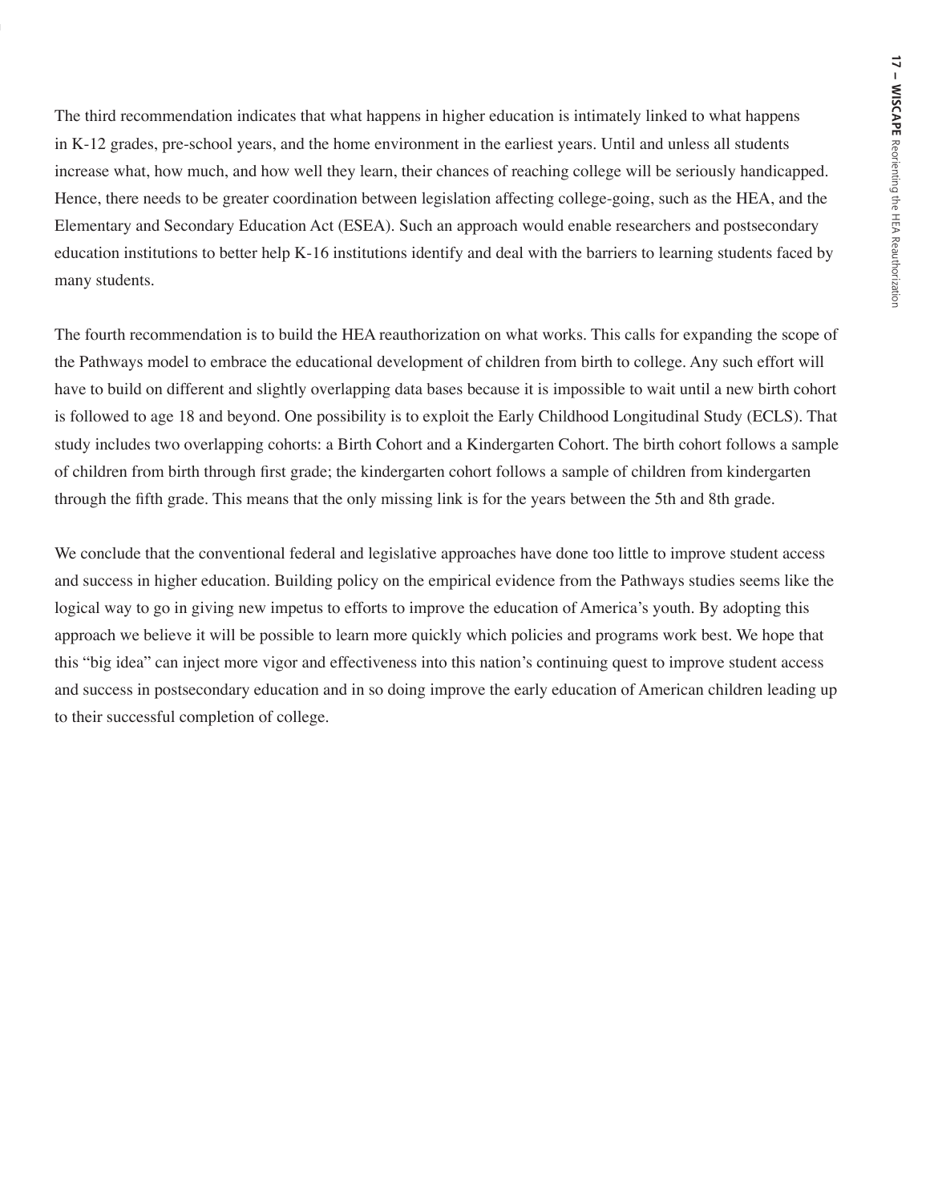The third recommendation indicates that what happens in higher education is intimately linked to what happens in K-12 grades, pre-school years, and the home environment in the earliest years. Until and unless all students increase what, how much, and how well they learn, their chances of reaching college will be seriously handicapped. Hence, there needs to be greater coordination between legislation affecting college-going, such as the HEA, and the Elementary and Secondary Education Act (ESEA). Such an approach would enable researchers and postsecondary education institutions to better help K-16 institutions identify and deal with the barriers to learning students faced by many students.

The fourth recommendation is to build the HEA reauthorization on what works. This calls for expanding the scope of the Pathways model to embrace the educational development of children from birth to college. Any such effort will have to build on different and slightly overlapping data bases because it is impossible to wait until a new birth cohort is followed to age 18 and beyond. One possibility is to exploit the Early Childhood Longitudinal Study (ECLS). That study includes two overlapping cohorts: a Birth Cohort and a Kindergarten Cohort. The birth cohort follows a sample of children from birth through first grade; the kindergarten cohort follows a sample of children from kindergarten through the fifth grade. This means that the only missing link is for the years between the 5th and 8th grade.

We conclude that the conventional federal and legislative approaches have done too little to improve student access and success in higher education. Building policy on the empirical evidence from the Pathways studies seems like the logical way to go in giving new impetus to efforts to improve the education of America's youth. By adopting this approach we believe it will be possible to learn more quickly which policies and programs work best. We hope that this "big idea" can inject more vigor and effectiveness into this nation's continuing quest to improve student access and success in postsecondary education and in so doing improve the early education of American children leading up to their successful completion of college.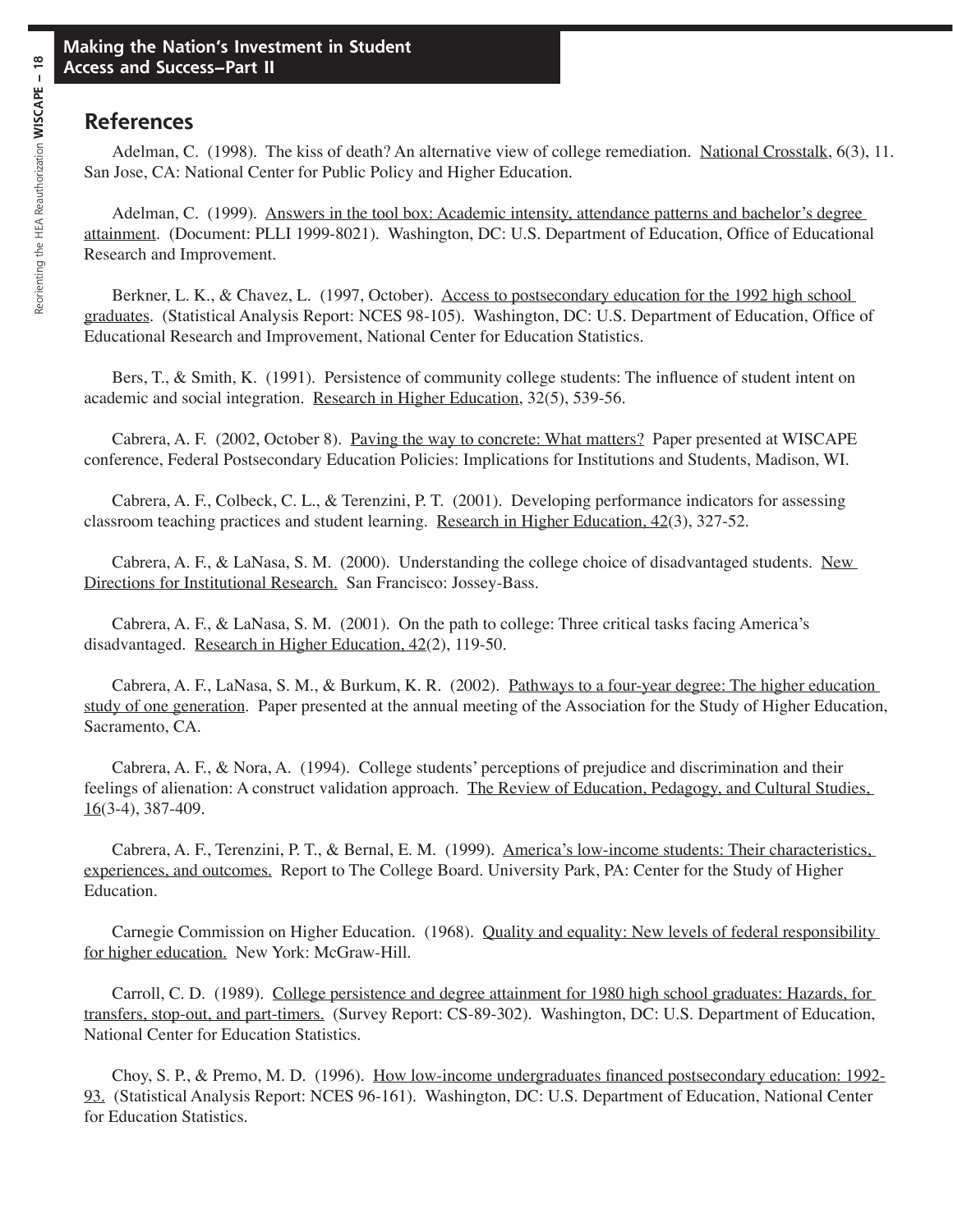## References

Adelman, C. (1998). The kiss of death? An alternative view of college remediation. National Crosstalk, 6(3), 11. San Jose, CA: National Center for Public Policy and Higher Education.

Adelman, C. (1999). Answers in the tool box: Academic intensity, attendance patterns and bachelor's degree attainment. (Document: PLLI 1999-8021). Washington, DC: U.S. Department of Education, Office of Educational Research and Improvement.

Berkner, L. K., & Chavez, L. (1997, October). Access to postsecondary education for the 1992 high school graduates. (Statistical Analysis Report: NCES 98-105). Washington, DC: U.S. Department of Education, Office of Educational Research and Improvement, National Center for Education Statistics.

Bers, T., & Smith, K. (1991). Persistence of community college students: The influence of student intent on academic and social integration. Research in Higher Education, 32(5), 539-56.

Cabrera, A. F. (2002, October 8). Paving the way to concrete: What matters? Paper presented at WISCAPE conference, Federal Postsecondary Education Policies: Implications for Institutions and Students, Madison, WI.

Cabrera, A. F., Colbeck, C. L., & Terenzini, P. T. (2001). Developing performance indicators for assessing classroom teaching practices and student learning. Research in Higher Education, 42(3), 327-52.

Cabrera, A. F., & LaNasa, S. M. (2000). Understanding the college choice of disadvantaged students. New Directions for Institutional Research. San Francisco: Jossey-Bass.

Cabrera, A. F., & LaNasa, S. M. (2001). On the path to college: Three critical tasks facing America's disadvantaged. Research in Higher Education, 42(2), 119-50.

Cabrera, A. F., LaNasa, S. M., & Burkum, K. R. (2002). Pathways to a four-year degree: The higher education study of one generation. Paper presented at the annual meeting of the Association for the Study of Higher Education, Sacramento, CA.

Cabrera, A. F., & Nora, A. (1994). College students' perceptions of prejudice and discrimination and their feelings of alienation: A construct validation approach. The Review of Education, Pedagogy, and Cultural Studies, 16(3-4), 387-409.

Cabrera, A. F., Terenzini, P. T., & Bernal, E. M. (1999). America's low-income students: Their characteristics, experiences, and outcomes. Report to The College Board. University Park, PA: Center for the Study of Higher Education.

Carnegie Commission on Higher Education. (1968). Quality and equality: New levels of federal responsibility for higher education. New York: McGraw-Hill.

Carroll, C. D. (1989). College persistence and degree attainment for 1980 high school graduates: Hazards, for transfers, stop-out, and part-timers. (Survey Report: CS-89-302). Washington, DC: U.S. Department of Education, National Center for Education Statistics.

Choy, S. P., & Premo, M. D. (1996). How low-income undergraduates financed postsecondary education: 1992-93. (Statistical Analysis Report: NCES 96-161). Washington, DC: U.S. Department of Education, National Center for Education Statistics.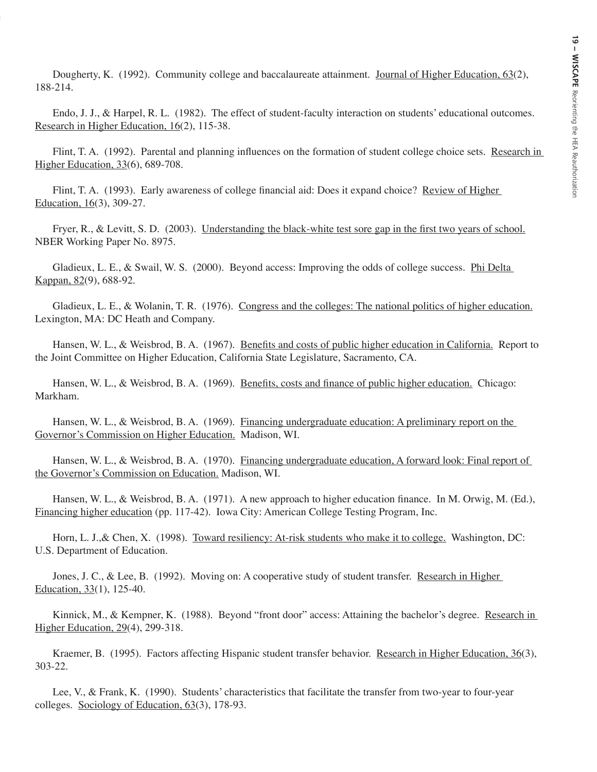Dougherty, K. (1992). Community college and baccalaureate attainment. Journal of Higher Education, 63(2), 188-214.

Endo, J. J., & Harpel, R. L. (1982). The effect of student-faculty interaction on students' educational outcomes. Research in Higher Education, 16(2), 115-38.

Flint, T. A. (1992). Parental and planning influences on the formation of student college choice sets. Research in Higher Education, 33(6), 689-708.

Flint, T. A. (1993). Early awareness of college financial aid: Does it expand choice? Review of Higher Education, 16(3), 309-27.

Fryer, R., & Levitt, S. D. (2003). Understanding the black-white test sore gap in the first two years of school. NBER Working Paper No. 8975.

Gladieux, L. E., & Swail, W. S. (2000). Beyond access: Improving the odds of college success. Phi Delta Kappan, 82(9), 688-92.

Gladieux, L. E., & Wolanin, T. R. (1976). Congress and the colleges: The national politics of higher education. Lexington, MA: DC Heath and Company.

Hansen, W. L., & Weisbrod, B. A. (1967). Benefits and costs of public higher education in California. Report to the Joint Committee on Higher Education, California State Legislature, Sacramento, CA.

Hansen, W. L., & Weisbrod, B. A. (1969). Benefits, costs and finance of public higher education. Chicago: Markham.

Hansen, W. L., & Weisbrod, B. A. (1969). Financing undergraduate education: A preliminary report on the Governor's Commission on Higher Education. Madison, WI.

Hansen, W. L., & Weisbrod, B. A. (1970). Financing undergraduate education, A forward look: Final report of the Governor's Commission on Education. Madison, WI.

Hansen, W. L., & Weisbrod, B. A. (1971). A new approach to higher education finance. In M. Orwig, M. (Ed.), Financing higher education (pp. 117-42). Iowa City: American College Testing Program, Inc.

Horn, L. J.,& Chen, X. (1998). Toward resiliency: At-risk students who make it to college. Washington, DC: U.S. Department of Education.

Jones, J. C., & Lee, B. (1992). Moving on: A cooperative study of student transfer. Research in Higher Education, 33(1), 125-40.

Kinnick, M., & Kempner, K. (1988). Beyond "front door" access: Attaining the bachelor's degree. Research in Higher Education, 29(4), 299-318.

Kraemer, B. (1995). Factors affecting Hispanic student transfer behavior. Research in Higher Education, 36(3), 303-22.

Lee, V., & Frank, K. (1990). Students' characteristics that facilitate the transfer from two-year to four-year colleges. Sociology of Education, 63(3), 178-93.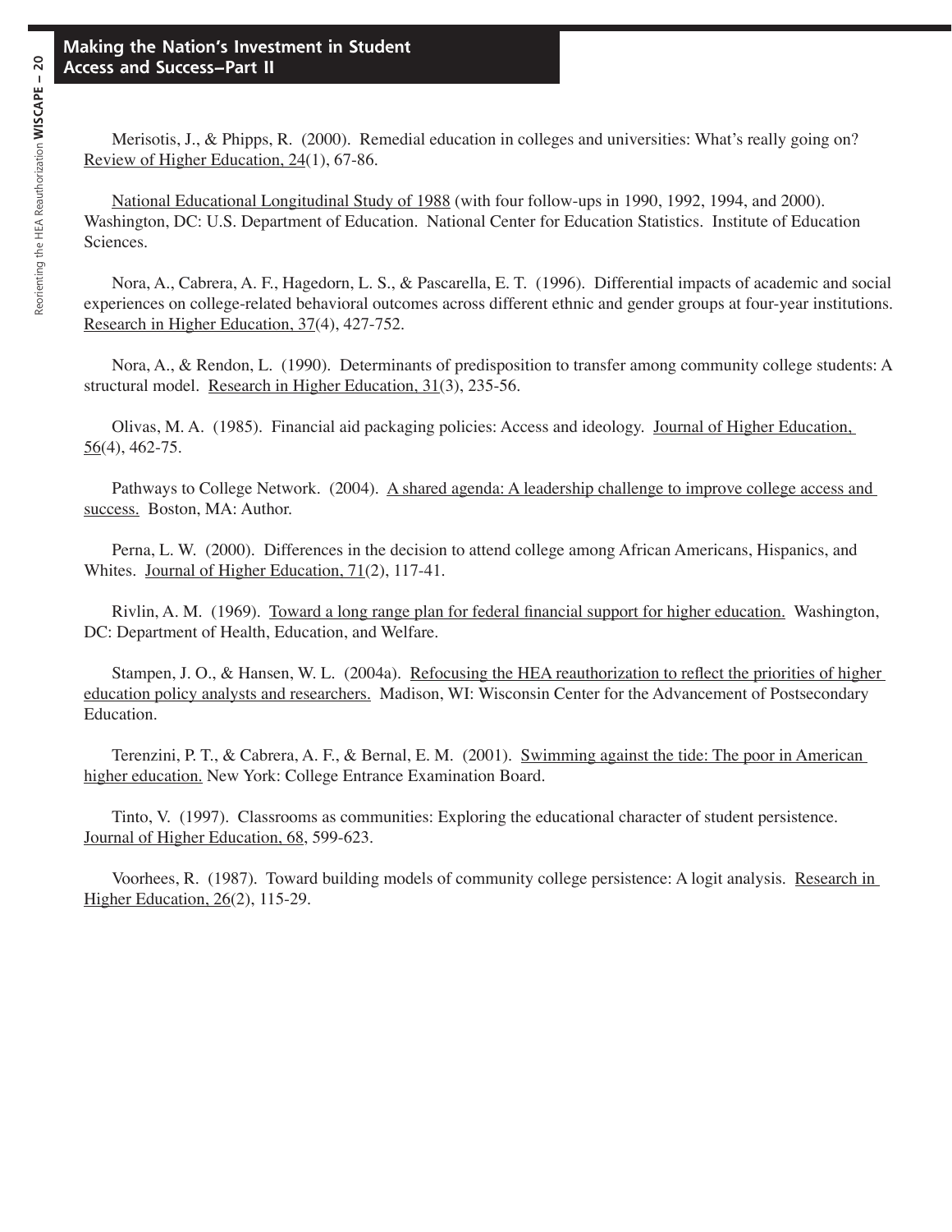Merisotis, J., & Phipps, R. (2000). Remedial education in colleges and universities: What's really going on? Review of Higher Education, 24(1), 67-86.

National Educational Longitudinal Study of 1988 (with four follow-ups in 1990, 1992, 1994, and 2000). Washington, DC: U.S. Department of Education. National Center for Education Statistics. Institute of Education Sciences.

Nora, A., Cabrera, A. F., Hagedorn, L. S., & Pascarella, E. T. (1996). Differential impacts of academic and social experiences on college-related behavioral outcomes across different ethnic and gender groups at four-year institutions. Research in Higher Education, 37(4), 427-752.

Nora, A., & Rendon, L. (1990). Determinants of predisposition to transfer among community college students: A structural model. Research in Higher Education, 31(3), 235-56.

Olivas, M. A. (1985). Financial aid packaging policies: Access and ideology. Journal of Higher Education, 56(4), 462-75.

Pathways to College Network. (2004). A shared agenda: A leadership challenge to improve college access and success. Boston, MA: Author.

Perna, L. W. (2000). Differences in the decision to attend college among African Americans, Hispanics, and Whites. Journal of Higher Education, 71(2), 117-41.

Rivlin, A. M. (1969). Toward a long range plan for federal financial support for higher education. Washington, DC: Department of Health, Education, and Welfare.

Stampen, J. O., & Hansen, W. L. (2004a). Refocusing the HEA reauthorization to reflect the priorities of higher education policy analysts and researchers. Madison, WI: Wisconsin Center for the Advancement of Postsecondary Education.

Terenzini, P. T., & Cabrera, A. F., & Bernal, E. M. (2001). Swimming against the tide: The poor in American higher education. New York: College Entrance Examination Board.

Tinto, V. (1997). Classrooms as communities: Exploring the educational character of student persistence. Journal of Higher Education, 68, 599-623.

Voorhees, R. (1987). Toward building models of community college persistence: A logit analysis. Research in Higher Education, 26(2), 115-29.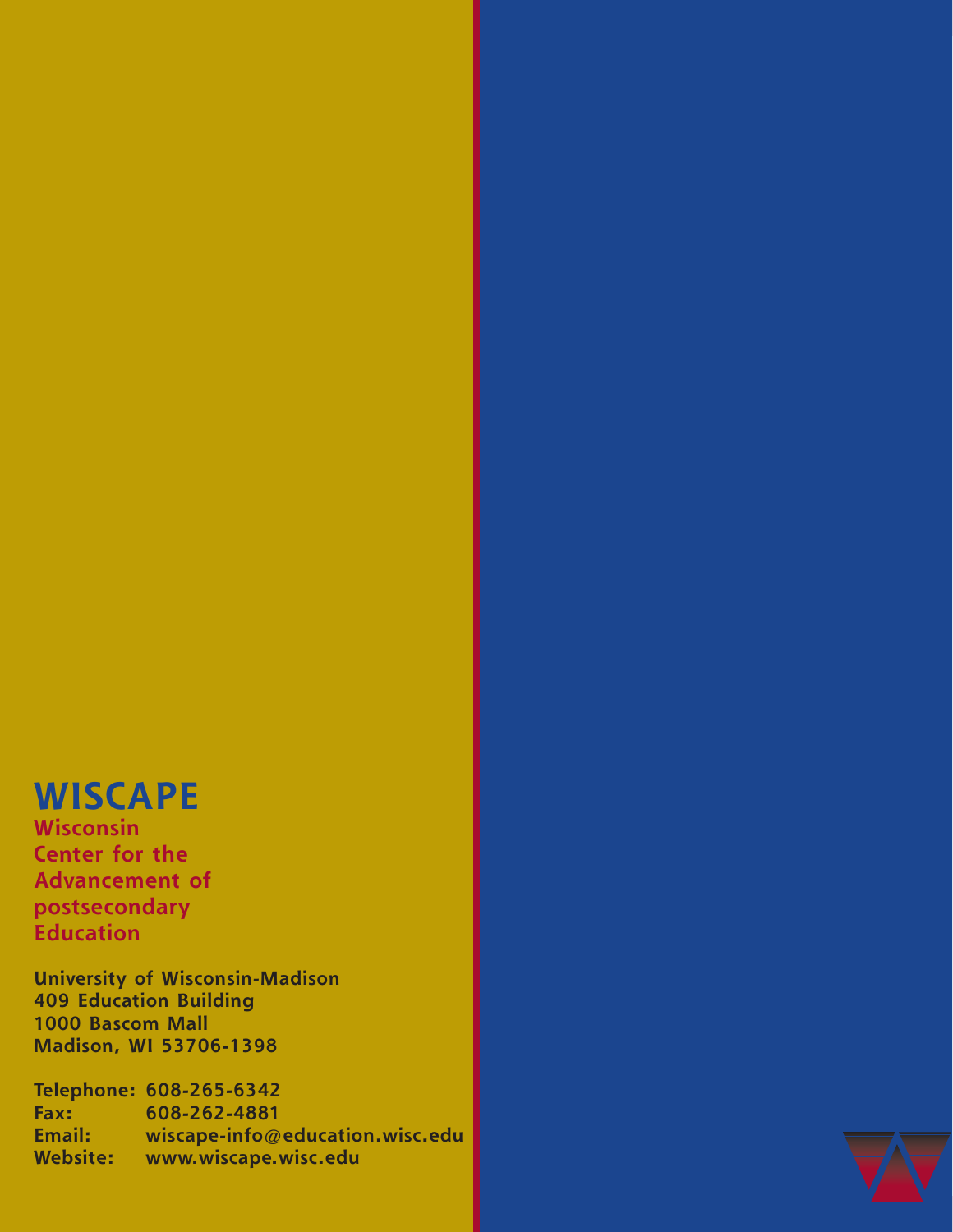# WISCAPE

**Wisconsin Center for the Advancement of postsecondary Education**

**University of Wisconsin-Madison**
**409 Education Building**
**1000 Bascom Mall**
**Madison, WI 53706-1398**

| | |
|---|---|
| **Telephone:** | **608-265-6342** |
| **Fax:** | **608-262-4881** |
| **Email:** | **wiscape-info@education.wisc.edu** |
| **Website:** | **www.wiscape.wisc.edu** |